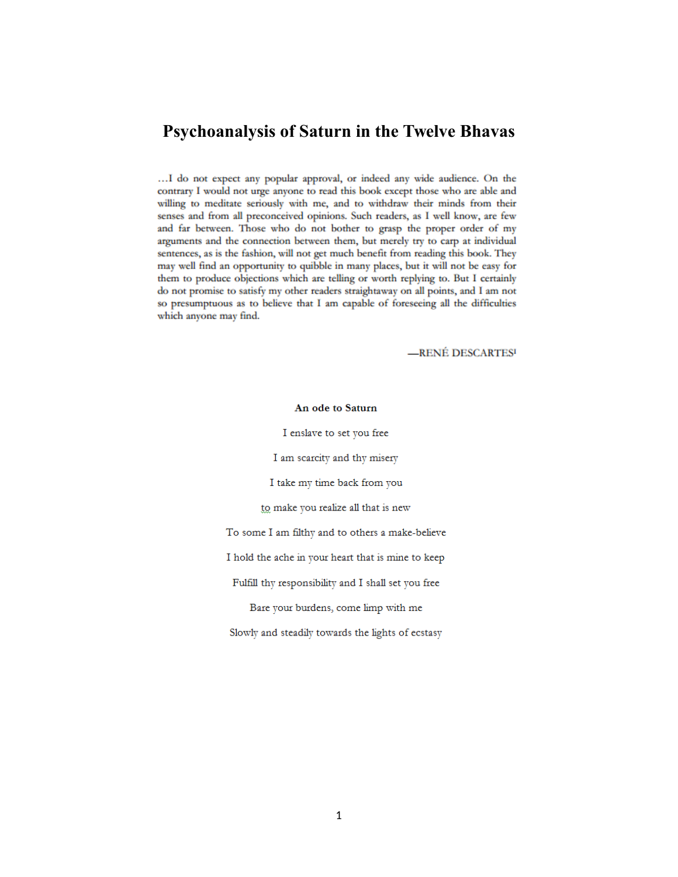# Psychoanalysis of Saturn in the Twelve Bhavas

…I do not expect any popular approval, or indeed any wide audience. On the contrary I would not urge anyone to read this book except those who are able and willing to meditate seriously with me, and to withdraw their minds from their senses and from all preconceived opinions. Such readers, as I well know, are few and far between. Those who do not bother to grasp the proper order of my arguments and the connection between them, but merely try to carp at individual sentences, as is the fashion, will not get much benefit from reading this book. They may well find an opportunity to quibble in many places, but it will not be easy for them to produce objections which are telling or worth replying to. But I certainly do not promise to satisfy my other readers straightaway on all points, and I am not so presumptuous as to believe that I am capable of foreseeing all the difficulties which anyone may find.

—RENÉ DESCARTES[1]

**An ode to Saturn**

I enslave to set you free

I am scarcity and thy misery

I take my time back from you

to make you realize all that is new

To some I am filthy and to others a make-believe

I hold the ache in your heart that is mine to keep

Fulfill thy responsibility and I shall set you free

Bare your burdens, come limp with me

Slowly and steadily towards the lights of ecstasy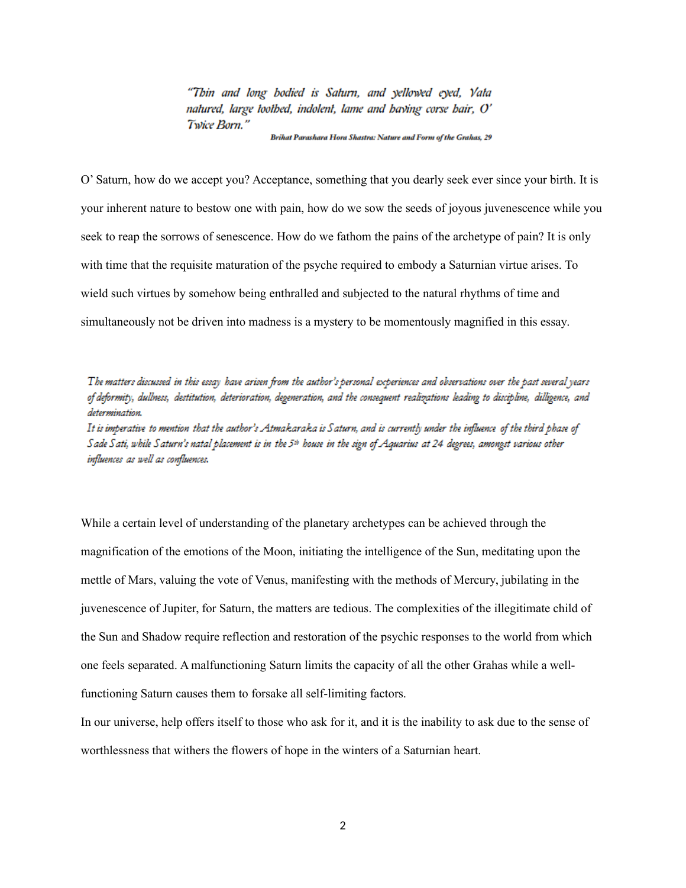> *"Thin and long bodied is Saturn, and yellowed eyed, Vata natured, large toothed, indolent, lame and having corse hair, O' Twice Born."*
>
> **Brihat Parashara Hora Shastra: Nature and Form of the Grahas, 29**

O' Saturn, how do we accept you? Acceptance, something that you dearly seek ever since your birth. It is your inherent nature to bestow one with pain, how do we sow the seeds of joyous juvenescence while you seek to reap the sorrows of senescence. How do we fathom the pains of the archetype of pain? It is only with time that the requisite maturation of the psyche required to embody a Saturnian virtue arises. To wield such virtues by somehow being enthralled and subjected to the natural rhythms of time and simultaneously not be driven into madness is a mystery to be momentously magnified in this essay.

*The matters discussed in this essay have arisen from the author's personal experiences and observations over the past several years of deformity, dullness, destitution, deterioration, degeneration, and the consequent realizations leading to discipline, dilligence, and determination.*
*It is imperative to mention that the author's Atmakaraka is Saturn, and is currently under the influence of the third phase of Sade Sati, while Saturn's natal placement is in the 5th house in the sign of Aquarius at 24 degrees, amongst various other influences as well as confluences.*

While a certain level of understanding of the planetary archetypes can be achieved through the magnification of the emotions of the Moon, initiating the intelligence of the Sun, meditating upon the mettle of Mars, valuing the vote of Venus, manifesting with the methods of Mercury, jubilating in the juvenescence of Jupiter, for Saturn, the matters are tedious. The complexities of the illegitimate child of the Sun and Shadow require reflection and restoration of the psychic responses to the world from which one feels separated. A malfunctioning Saturn limits the capacity of all the other Grahas while a well-functioning Saturn causes them to forsake all self-limiting factors.

In our universe, help offers itself to those who ask for it, and it is the inability to ask due to the sense of worthlessness that withers the flowers of hope in the winters of a Saturnian heart.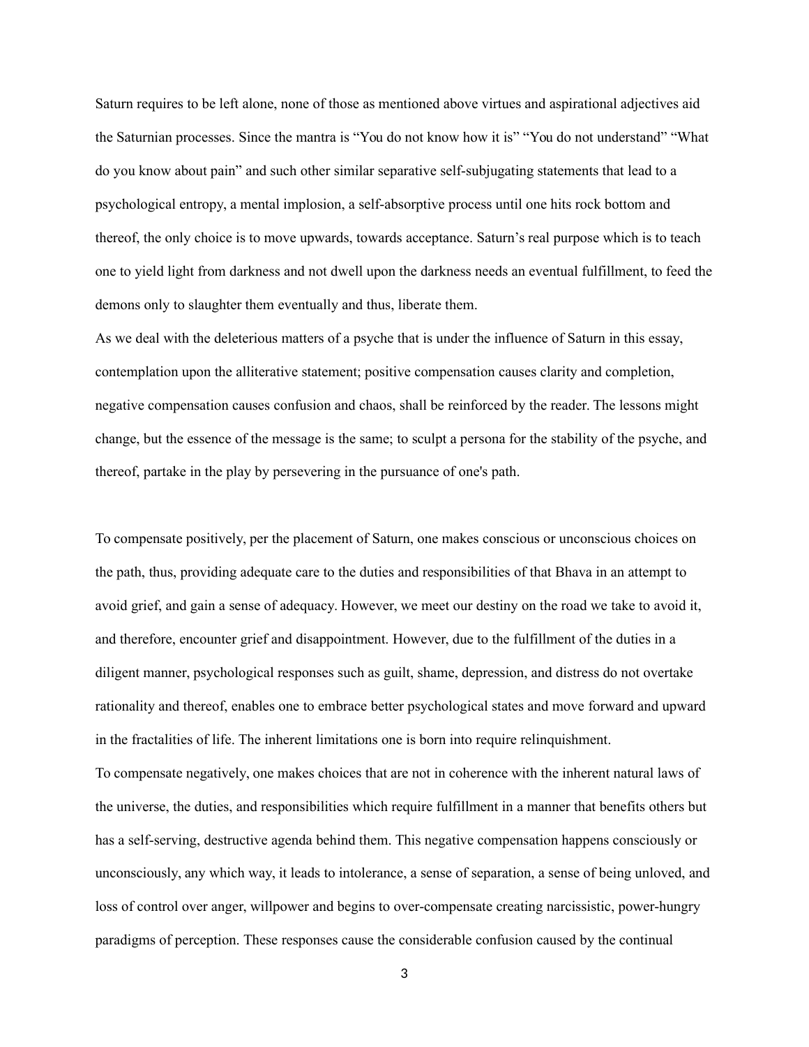Saturn requires to be left alone, none of those as mentioned above virtues and aspirational adjectives aid the Saturnian processes. Since the mantra is "You do not know how it is" "You do not understand" "What do you know about pain" and such other similar separative self-subjugating statements that lead to a psychological entropy, a mental implosion, a self-absorptive process until one hits rock bottom and thereof, the only choice is to move upwards, towards acceptance. Saturn's real purpose which is to teach one to yield light from darkness and not dwell upon the darkness needs an eventual fulfillment, to feed the demons only to slaughter them eventually and thus, liberate them.

As we deal with the deleterious matters of a psyche that is under the influence of Saturn in this essay, contemplation upon the alliterative statement; positive compensation causes clarity and completion, negative compensation causes confusion and chaos, shall be reinforced by the reader. The lessons might change, but the essence of the message is the same; to sculpt a persona for the stability of the psyche, and thereof, partake in the play by persevering in the pursuance of one's path.

To compensate positively, per the placement of Saturn, one makes conscious or unconscious choices on the path, thus, providing adequate care to the duties and responsibilities of that Bhava in an attempt to avoid grief, and gain a sense of adequacy. However, we meet our destiny on the road we take to avoid it, and therefore, encounter grief and disappointment. However, due to the fulfillment of the duties in a diligent manner, psychological responses such as guilt, shame, depression, and distress do not overtake rationality and thereof, enables one to embrace better psychological states and move forward and upward in the fractalities of life. The inherent limitations one is born into require relinquishment.

To compensate negatively, one makes choices that are not in coherence with the inherent natural laws of the universe, the duties, and responsibilities which require fulfillment in a manner that benefits others but has a self-serving, destructive agenda behind them. This negative compensation happens consciously or unconsciously, any which way, it leads to intolerance, a sense of separation, a sense of being unloved, and loss of control over anger, willpower and begins to over-compensate creating narcissistic, power-hungry paradigms of perception. These responses cause the considerable confusion caused by the continual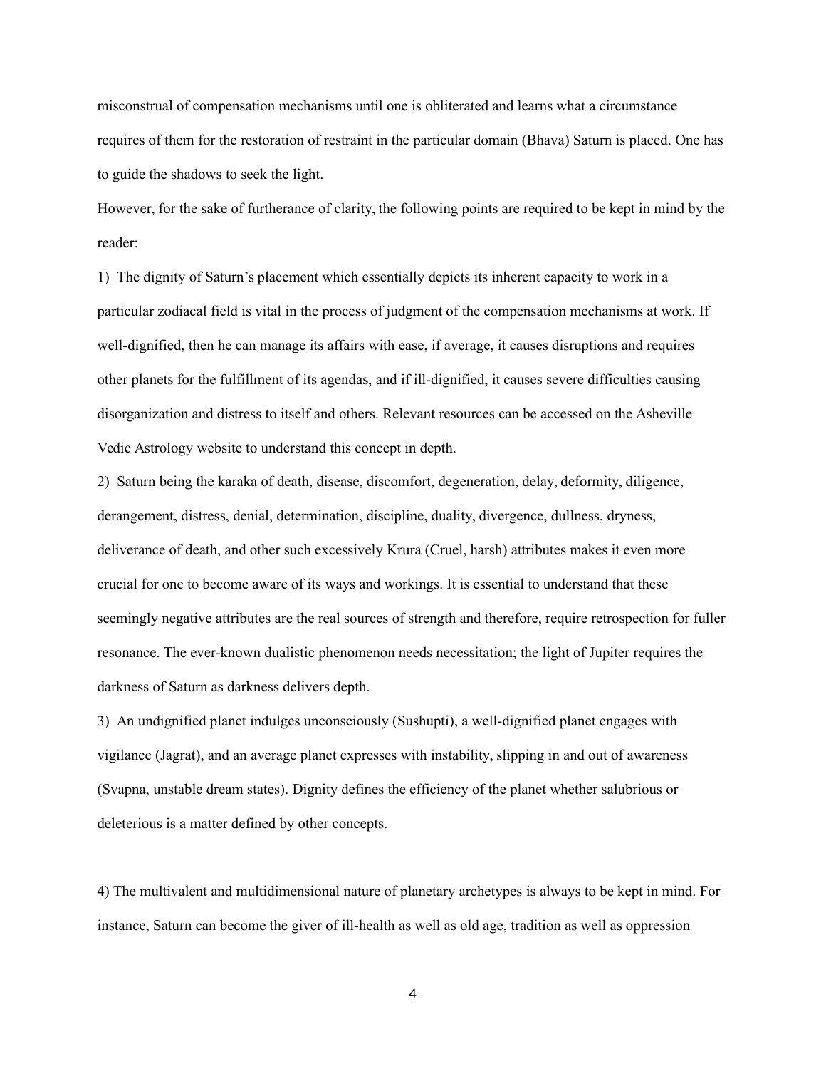misconstrual of compensation mechanisms until one is obliterated and learns what a circumstance requires of them for the restoration of restraint in the particular domain (Bhava) Saturn is placed. One has to guide the shadows to seek the light.

However, for the sake of furtherance of clarity, the following points are required to be kept in mind by the reader:

1) The dignity of Saturn's placement which essentially depicts its inherent capacity to work in a particular zodiacal field is vital in the process of judgment of the compensation mechanisms at work. If well-dignified, then he can manage its affairs with ease, if average, it causes disruptions and requires other planets for the fulfillment of its agendas, and if ill-dignified, it causes severe difficulties causing disorganization and distress to itself and others. Relevant resources can be accessed on the Asheville Vedic Astrology website to understand this concept in depth.

2) Saturn being the karaka of death, disease, discomfort, degeneration, delay, deformity, diligence, derangement, distress, denial, determination, discipline, duality, divergence, dullness, dryness, deliverance of death, and other such excessively Krura (Cruel, harsh) attributes makes it even more crucial for one to become aware of its ways and workings. It is essential to understand that these seemingly negative attributes are the real sources of strength and therefore, require retrospection for fuller resonance. The ever-known dualistic phenomenon needs necessitation; the light of Jupiter requires the darkness of Saturn as darkness delivers depth.

3) An undignified planet indulges unconsciously (Sushupti), a well-dignified planet engages with vigilance (Jagrat), and an average planet expresses with instability, slipping in and out of awareness (Svapna, unstable dream states). Dignity defines the efficiency of the planet whether salubrious or deleterious is a matter defined by other concepts.

4) The multivalent and multidimensional nature of planetary archetypes is always to be kept in mind. For instance, Saturn can become the giver of ill-health as well as old age, tradition as well as oppression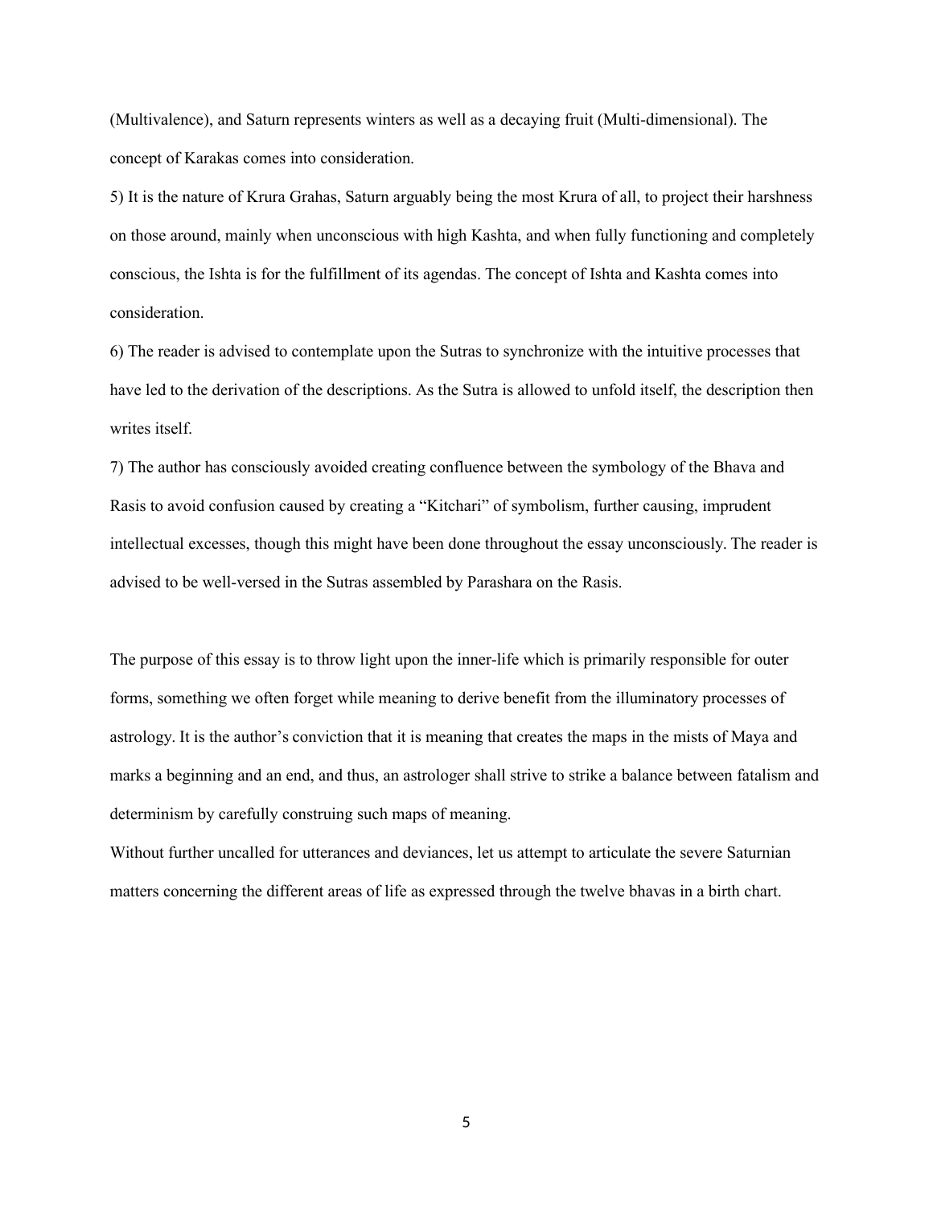(Multivalence), and Saturn represents winters as well as a decaying fruit (Multi-dimensional). The concept of Karakas comes into consideration.

5) It is the nature of Krura Grahas, Saturn arguably being the most Krura of all, to project their harshness on those around, mainly when unconscious with high Kashta, and when fully functioning and completely conscious, the Ishta is for the fulfillment of its agendas. The concept of Ishta and Kashta comes into consideration.

6) The reader is advised to contemplate upon the Sutras to synchronize with the intuitive processes that have led to the derivation of the descriptions. As the Sutra is allowed to unfold itself, the description then writes itself.

7) The author has consciously avoided creating confluence between the symbology of the Bhava and Rasis to avoid confusion caused by creating a "Kitchari" of symbolism, further causing, imprudent intellectual excesses, though this might have been done throughout the essay unconsciously. The reader is advised to be well-versed in the Sutras assembled by Parashara on the Rasis.

The purpose of this essay is to throw light upon the inner-life which is primarily responsible for outer forms, something we often forget while meaning to derive benefit from the illuminatory processes of astrology. It is the author's conviction that it is meaning that creates the maps in the mists of Maya and marks a beginning and an end, and thus, an astrologer shall strive to strike a balance between fatalism and determinism by carefully construing such maps of meaning.

Without further uncalled for utterances and deviances, let us attempt to articulate the severe Saturnian matters concerning the different areas of life as expressed through the twelve bhavas in a birth chart.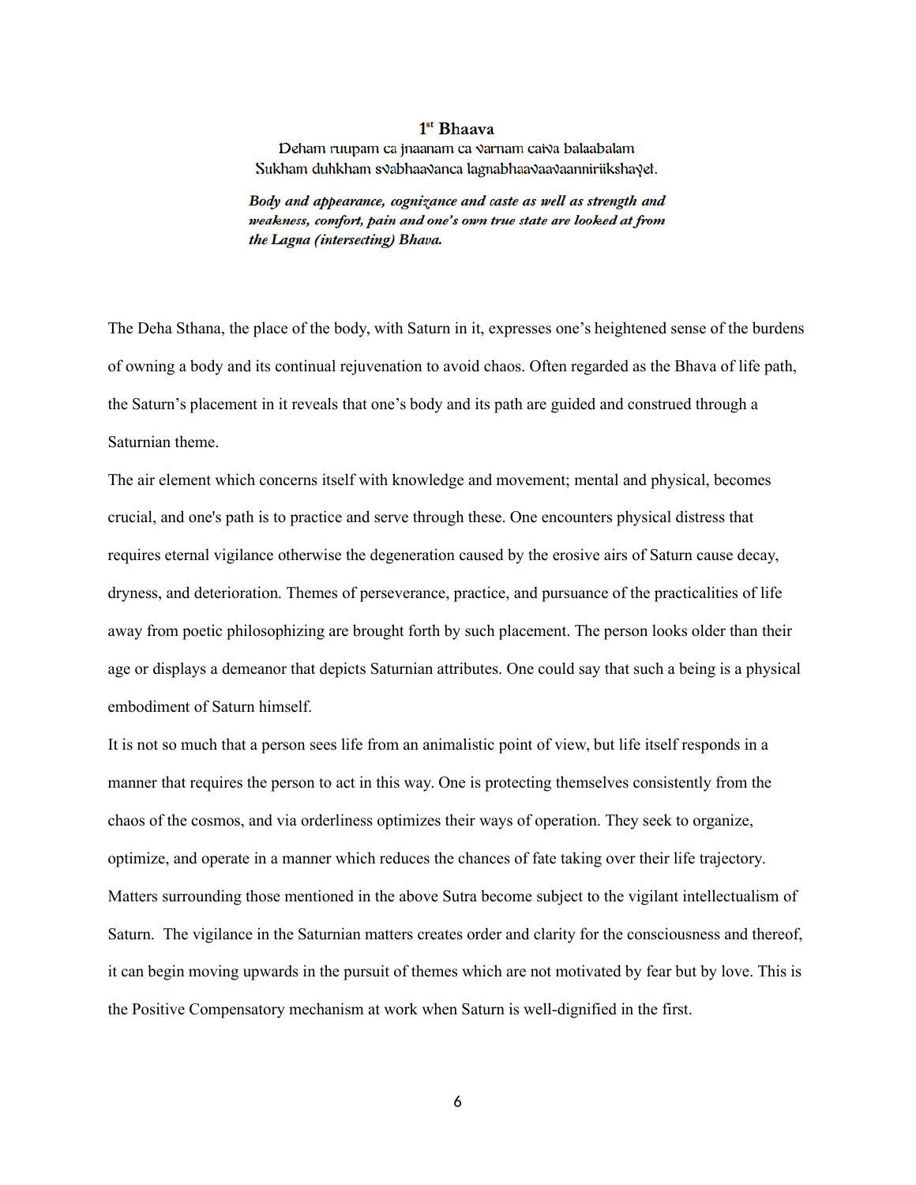### 1st Bhaava

Deham ruupam ca jnaanam ca varnam caiva balaabalam
Sukham duhkham svabhaavanca lagnabhaavaavaanniriikshayet.

***Body and appearance, cognizance and caste as well as strength and weakness, comfort, pain and one's own true state are looked at from the Lagna (intersecting) Bhava.***

The Deha Sthana, the place of the body, with Saturn in it, expresses one's heightened sense of the burdens of owning a body and its continual rejuvenation to avoid chaos. Often regarded as the Bhava of life path, the Saturn's placement in it reveals that one's body and its path are guided and construed through a Saturnian theme.

The air element which concerns itself with knowledge and movement; mental and physical, becomes crucial, and one's path is to practice and serve through these. One encounters physical distress that requires eternal vigilance otherwise the degeneration caused by the erosive airs of Saturn cause decay, dryness, and deterioration. Themes of perseverance, practice, and pursuance of the practicalities of life away from poetic philosophizing are brought forth by such placement. The person looks older than their age or displays a demeanor that depicts Saturnian attributes. One could say that such a being is a physical embodiment of Saturn himself.

It is not so much that a person sees life from an animalistic point of view, but life itself responds in a manner that requires the person to act in this way. One is protecting themselves consistently from the chaos of the cosmos, and via orderliness optimizes their ways of operation. They seek to organize, optimize, and operate in a manner which reduces the chances of fate taking over their life trajectory. Matters surrounding those mentioned in the above Sutra become subject to the vigilant intellectualism of Saturn. The vigilance in the Saturnian matters creates order and clarity for the consciousness and thereof, it can begin moving upwards in the pursuit of themes which are not motivated by fear but by love. This is the Positive Compensatory mechanism at work when Saturn is well-dignified in the first.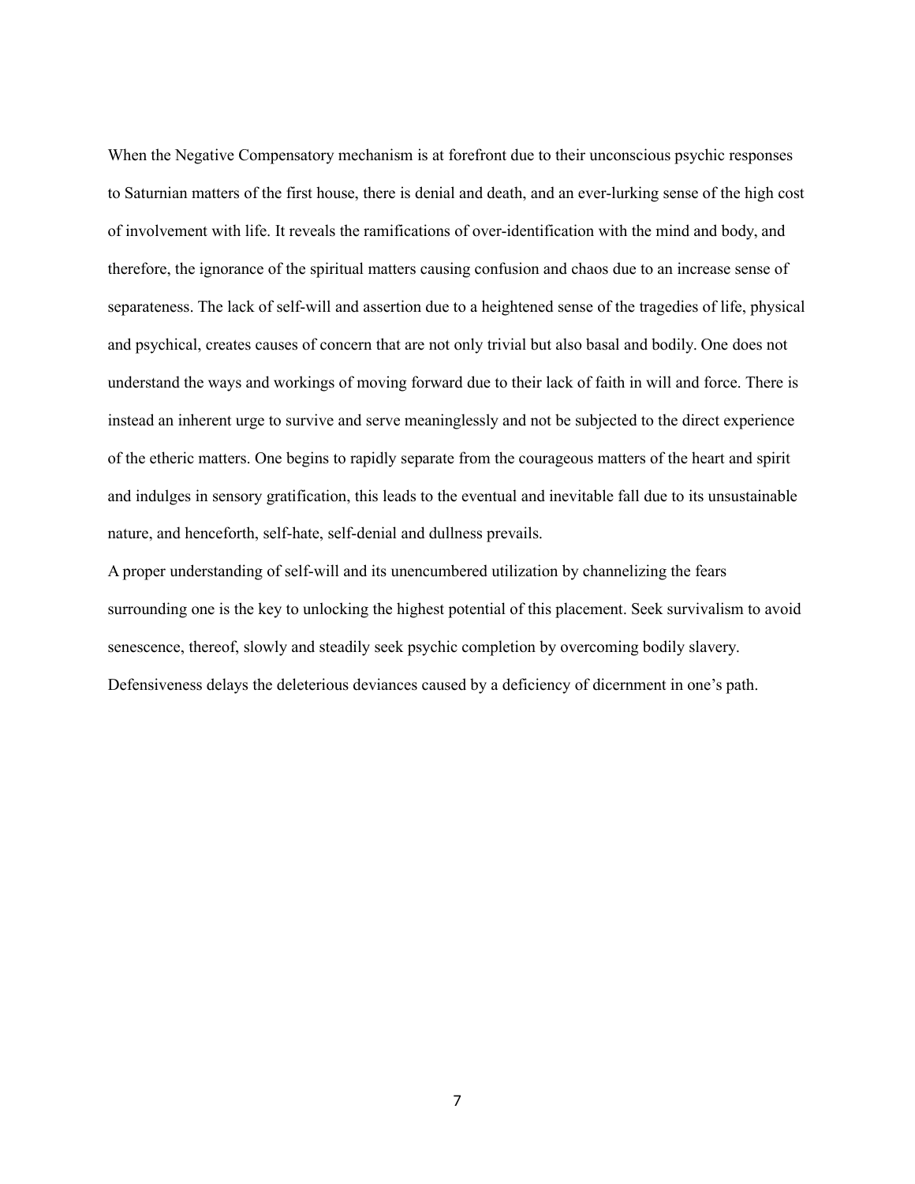When the Negative Compensatory mechanism is at forefront due to their unconscious psychic responses to Saturnian matters of the first house, there is denial and death, and an ever-lurking sense of the high cost of involvement with life. It reveals the ramifications of over-identification with the mind and body, and therefore, the ignorance of the spiritual matters causing confusion and chaos due to an increase sense of separateness. The lack of self-will and assertion due to a heightened sense of the tragedies of life, physical and psychical, creates causes of concern that are not only trivial but also basal and bodily. One does not understand the ways and workings of moving forward due to their lack of faith in will and force. There is instead an inherent urge to survive and serve meaninglessly and not be subjected to the direct experience of the etheric matters. One begins to rapidly separate from the courageous matters of the heart and spirit and indulges in sensory gratification, this leads to the eventual and inevitable fall due to its unsustainable nature, and henceforth, self-hate, self-denial and dullness prevails.

A proper understanding of self-will and its unencumbered utilization by channelizing the fears surrounding one is the key to unlocking the highest potential of this placement. Seek survivalism to avoid senescence, thereof, slowly and steadily seek psychic completion by overcoming bodily slavery. Defensiveness delays the deleterious deviances caused by a deficiency of dicernment in one's path.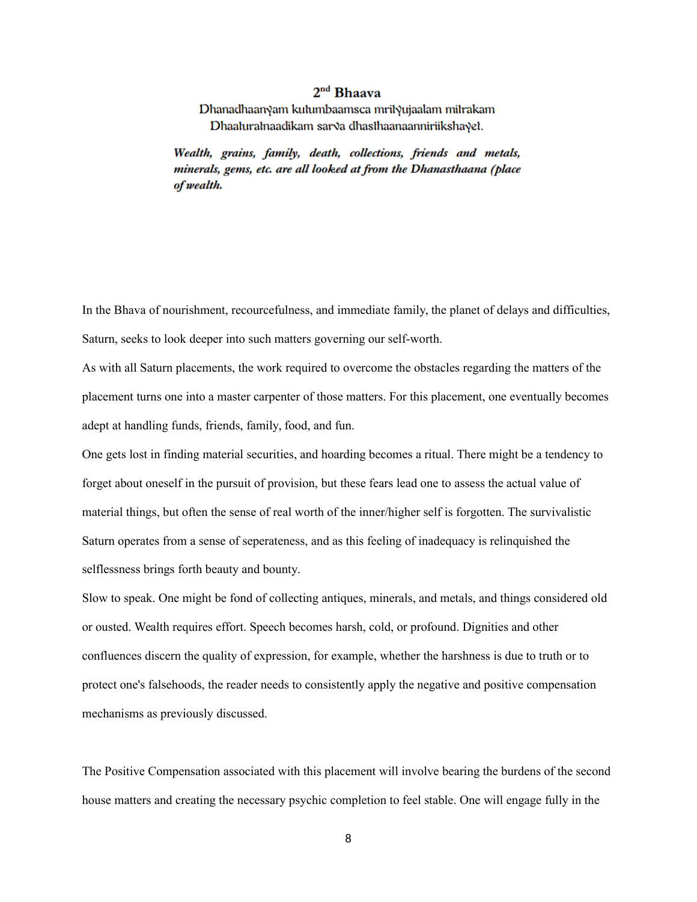## 2[nd] Bhaava

Dhanadhaanyam kutumbaamsca mrityujaalam mitrakam
Dhaaturatnaadikam sarva dhasthaanaanniriikshayet.

***Wealth, grains, family, death, collections, friends and metals, minerals, gems, etc. are all looked at from the Dhanasthaana (place of wealth.***

In the Bhava of nourishment, recourcefulness, and immediate family, the planet of delays and difficulties, Saturn, seeks to look deeper into such matters governing our self-worth.

As with all Saturn placements, the work required to overcome the obstacles regarding the matters of the placement turns one into a master carpenter of those matters. For this placement, one eventually becomes adept at handling funds, friends, family, food, and fun.

One gets lost in finding material securities, and hoarding becomes a ritual. There might be a tendency to forget about oneself in the pursuit of provision, but these fears lead one to assess the actual value of material things, but often the sense of real worth of the inner/higher self is forgotten. The survivalistic Saturn operates from a sense of seperateness, and as this feeling of inadequacy is relinquished the selflessness brings forth beauty and bounty.

Slow to speak. One might be fond of collecting antiques, minerals, and metals, and things considered old or ousted. Wealth requires effort. Speech becomes harsh, cold, or profound. Dignities and other confluences discern the quality of expression, for example, whether the harshness is due to truth or to protect one's falsehoods, the reader needs to consistently apply the negative and positive compensation mechanisms as previously discussed.

The Positive Compensation associated with this placement will involve bearing the burdens of the second house matters and creating the necessary psychic completion to feel stable. One will engage fully in the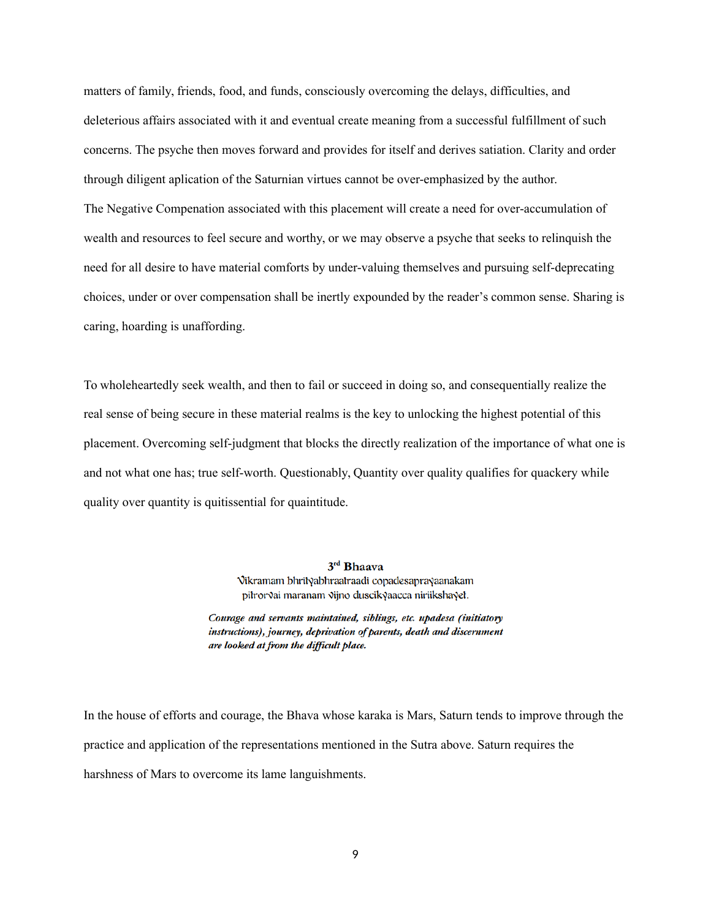matters of family, friends, food, and funds, consciously overcoming the delays, difficulties, and deleterious affairs associated with it and eventual create meaning from a successful fulfillment of such concerns. The psyche then moves forward and provides for itself and derives satiation. Clarity and order through diligent aplication of the Saturnian virtues cannot be over-emphasized by the author.

The Negative Compenation associated with this placement will create a need for over-accumulation of wealth and resources to feel secure and worthy, or we may observe a psyche that seeks to relinquish the need for all desire to have material comforts by under-valuing themselves and pursuing self-deprecating choices, under or over compensation shall be inertly expounded by the reader's common sense. Sharing is caring, hoarding is unaffording.

To wholeheartedly seek wealth, and then to fail or succeed in doing so, and consequentially realize the real sense of being secure in these material realms is the key to unlocking the highest potential of this placement. Overcoming self-judgment that blocks the directly realization of the importance of what one is and not what one has; true self-worth. Questionably, Quantity over quality qualifies for quackery while quality over quantity is quitissential for quaintitude.

### 3rd Bhaava

Vikramam bhrityabhraatraadi copadesaprayaanakam
pitrorvai maranam vijno duscikyaacca niriikshayet.

***Courage and servants maintained, siblings, etc. upadesa (initiatory instructions), journey, deprivation of parents, death and discernment are looked at from the difficult place.***

In the house of efforts and courage, the Bhava whose karaka is Mars, Saturn tends to improve through the practice and application of the representations mentioned in the Sutra above. Saturn requires the harshness of Mars to overcome its lame languishments.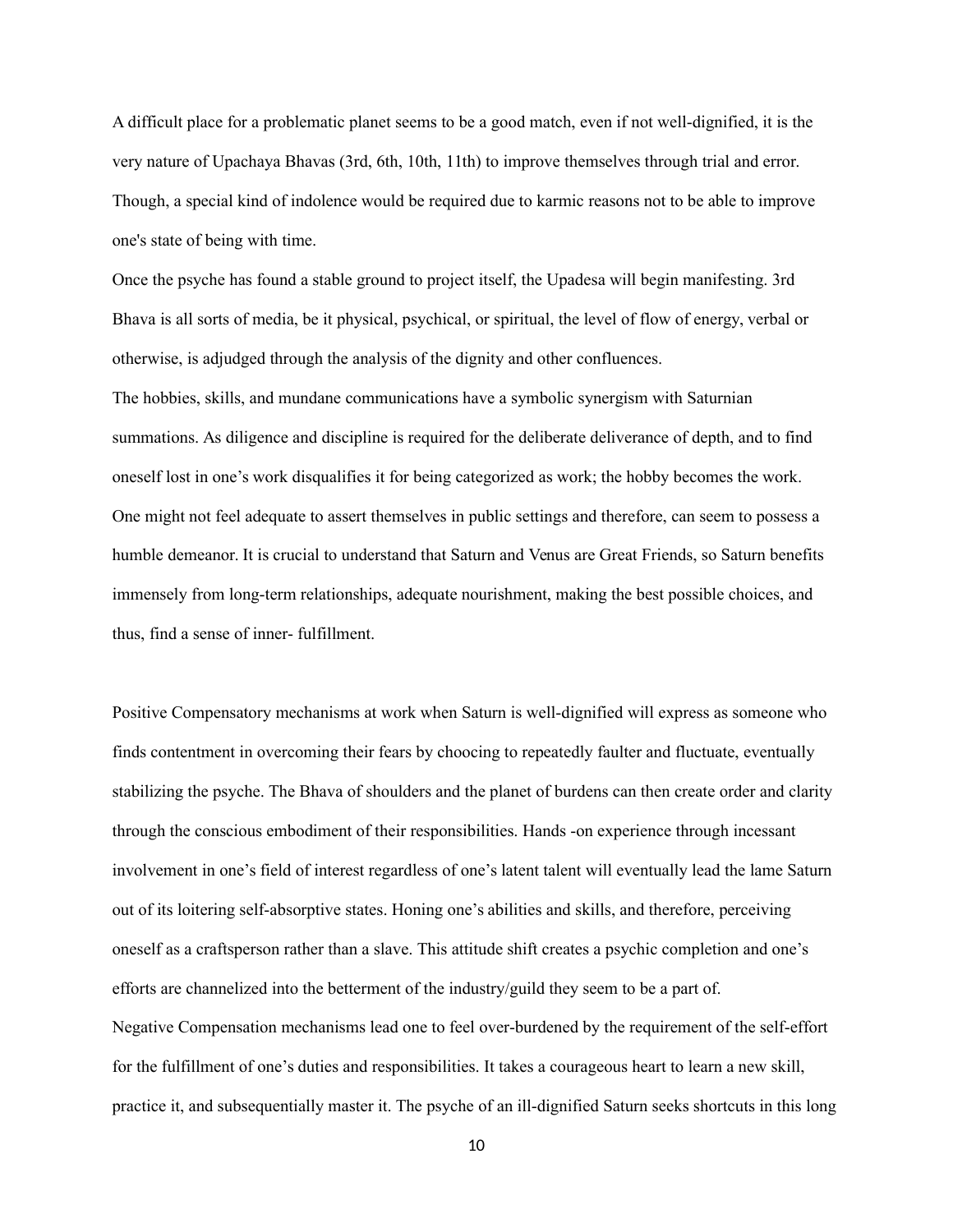A difficult place for a problematic planet seems to be a good match, even if not well-dignified, it is the very nature of Upachaya Bhavas (3rd, 6th, 10th, 11th) to improve themselves through trial and error. Though, a special kind of indolence would be required due to karmic reasons not to be able to improve one's state of being with time.

Once the psyche has found a stable ground to project itself, the Upadesa will begin manifesting. 3rd Bhava is all sorts of media, be it physical, psychical, or spiritual, the level of flow of energy, verbal or otherwise, is adjudged through the analysis of the dignity and other confluences.

The hobbies, skills, and mundane communications have a symbolic synergism with Saturnian summations. As diligence and discipline is required for the deliberate deliverance of depth, and to find oneself lost in one's work disqualifies it for being categorized as work; the hobby becomes the work. One might not feel adequate to assert themselves in public settings and therefore, can seem to possess a humble demeanor. It is crucial to understand that Saturn and Venus are Great Friends, so Saturn benefits immensely from long-term relationships, adequate nourishment, making the best possible choices, and thus, find a sense of inner- fulfillment.

Positive Compensatory mechanisms at work when Saturn is well-dignified will express as someone who finds contentment in overcoming their fears by choocing to repeatedly faulter and fluctuate, eventually stabilizing the psyche. The Bhava of shoulders and the planet of burdens can then create order and clarity through the conscious embodiment of their responsibilities. Hands -on experience through incessant involvement in one's field of interest regardless of one's latent talent will eventually lead the lame Saturn out of its loitering self-absorptive states. Honing one's abilities and skills, and therefore, perceiving oneself as a craftsperson rather than a slave. This attitude shift creates a psychic completion and one's efforts are channelized into the betterment of the industry/guild they seem to be a part of.

Negative Compensation mechanisms lead one to feel over-burdened by the requirement of the self-effort for the fulfillment of one's duties and responsibilities. It takes a courageous heart to learn a new skill, practice it, and subsequentially master it. The psyche of an ill-dignified Saturn seeks shortcuts in this long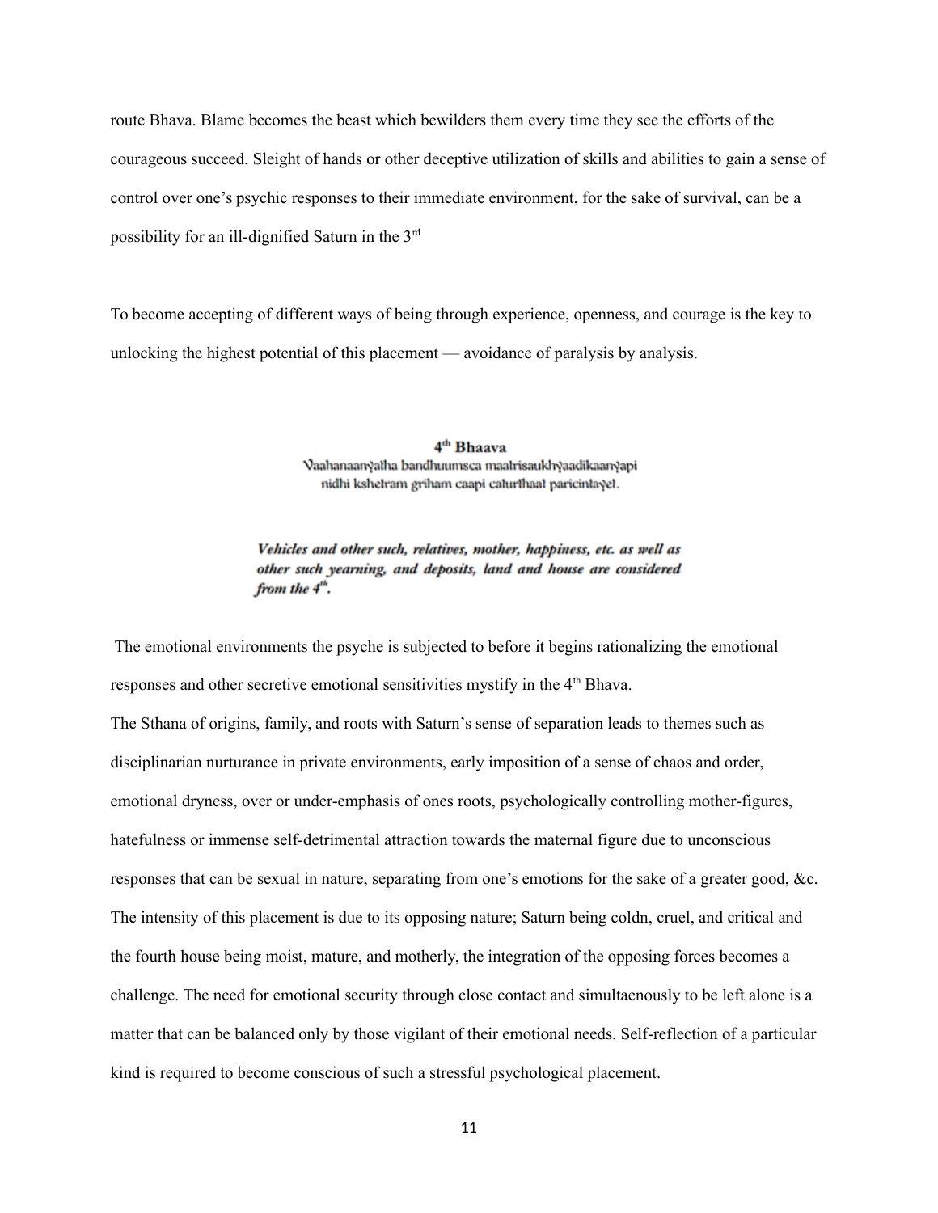route Bhava. Blame becomes the beast which bewilders them every time they see the efforts of the courageous succeed. Sleight of hands or other deceptive utilization of skills and abilities to gain a sense of control over one's psychic responses to their immediate environment, for the sake of survival, can be a possibility for an ill-dignified Saturn in the 3rd

To become accepting of different ways of being through experience, openness, and courage is the key to unlocking the highest potential of this placement — avoidance of paralysis by analysis.

### 4th Bhaava

Vaahanaanyatha bandhuumsca maatrisaukhyaadikaanyapi
nidhi kshetram griham caapi caturthaat paricintayet.

***Vehicles and other such, relatives, mother, happiness, etc. as well as other such yearning, and deposits, land and house are considered from the 4th.***

The emotional environments the psyche is subjected to before it begins rationalizing the emotional responses and other secretive emotional sensitivities mystify in the 4th Bhava.

The Sthana of origins, family, and roots with Saturn's sense of separation leads to themes such as disciplinarian nurturance in private environments, early imposition of a sense of chaos and order, emotional dryness, over or under-emphasis of ones roots, psychologically controlling mother-figures, hatefulness or immense self-detrimental attraction towards the maternal figure due to unconscious responses that can be sexual in nature, separating from one's emotions for the sake of a greater good, &c. The intensity of this placement is due to its opposing nature; Saturn being coldn, cruel, and critical and the fourth house being moist, mature, and motherly, the integration of the opposing forces becomes a challenge. The need for emotional security through close contact and simultaenously to be left alone is a matter that can be balanced only by those vigilant of their emotional needs. Self-reflection of a particular kind is required to become conscious of such a stressful psychological placement.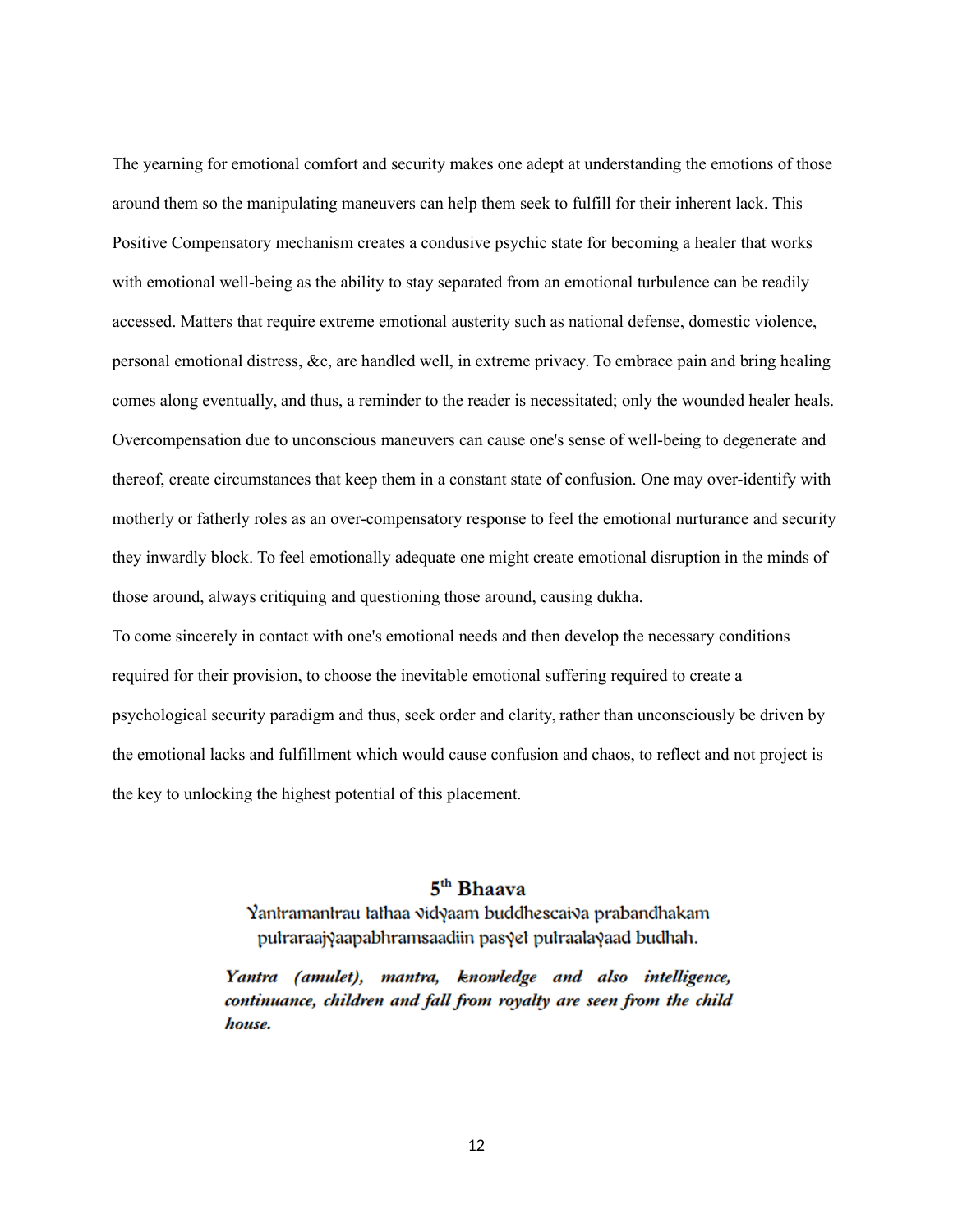The yearning for emotional comfort and security makes one adept at understanding the emotions of those around them so the manipulating maneuvers can help them seek to fulfill for their inherent lack. This Positive Compensatory mechanism creates a condusive psychic state for becoming a healer that works with emotional well-being as the ability to stay separated from an emotional turbulence can be readily accessed. Matters that require extreme emotional austerity such as national defense, domestic violence, personal emotional distress, &c, are handled well, in extreme privacy. To embrace pain and bring healing comes along eventually, and thus, a reminder to the reader is necessitated; only the wounded healer heals. Overcompensation due to unconscious maneuvers can cause one's sense of well-being to degenerate and thereof, create circumstances that keep them in a constant state of confusion. One may over-identify with motherly or fatherly roles as an over-compensatory response to feel the emotional nurturance and security they inwardly block. To feel emotionally adequate one might create emotional disruption in the minds of those around, always critiquing and questioning those around, causing dukha.

To come sincerely in contact with one's emotional needs and then develop the necessary conditions required for their provision, to choose the inevitable emotional suffering required to create a psychological security paradigm and thus, seek order and clarity, rather than unconsciously be driven by the emotional lacks and fulfillment which would cause confusion and chaos, to reflect and not project is the key to unlocking the highest potential of this placement.

## 5th Bhaava

Yantramantrau tathaa vidyaam buddhescaiva prabandhakam
putraraajyaapabhramsaadiin pasyet putraalayaad budhah.

***Yantra (amulet), mantra, knowledge and also intelligence, continuance, children and fall from royalty are seen from the child house.***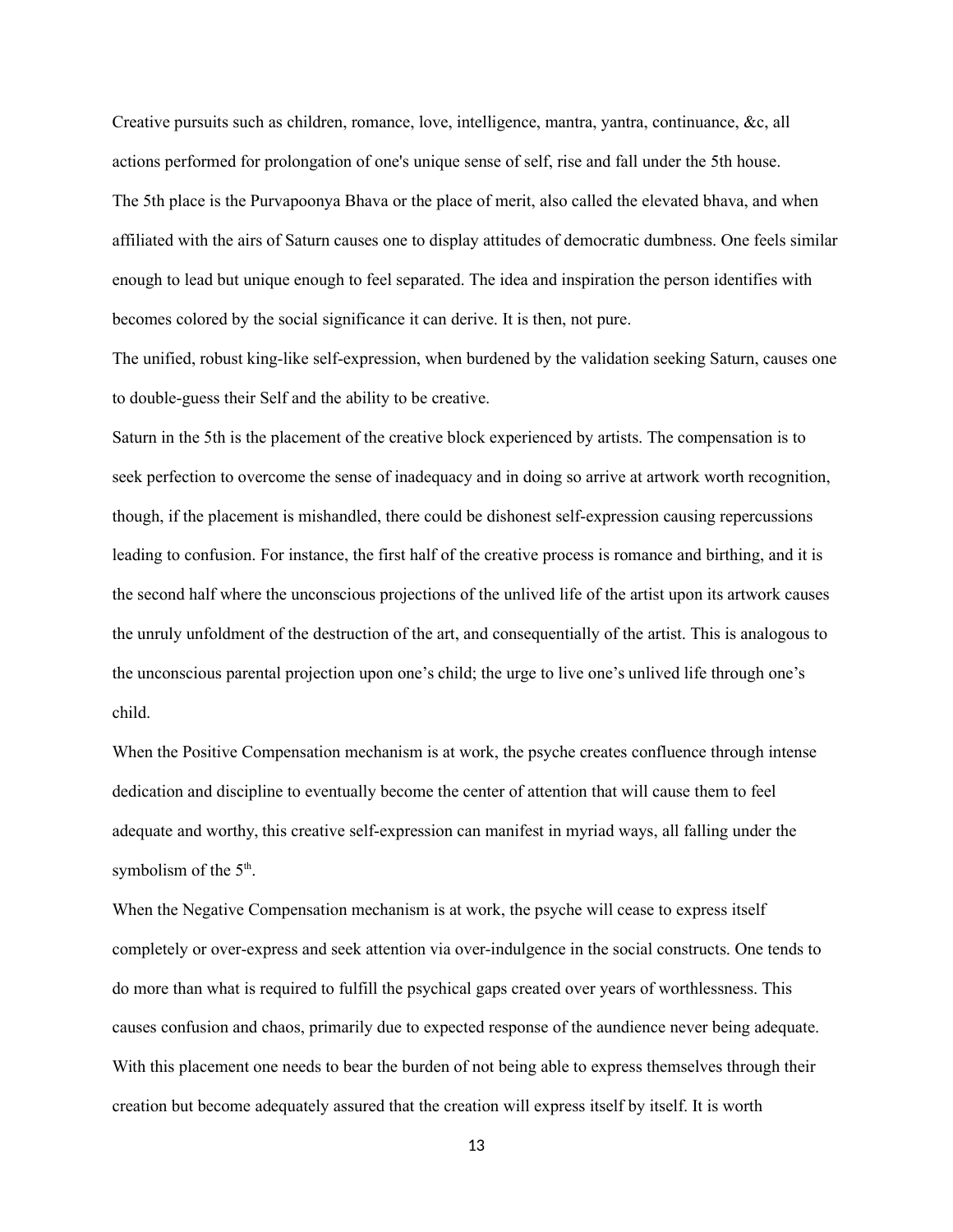Creative pursuits such as children, romance, love, intelligence, mantra, yantra, continuance, &c, all actions performed for prolongation of one's unique sense of self, rise and fall under the 5th house.

The 5th place is the Purvapoonya Bhava or the place of merit, also called the elevated bhava, and when affiliated with the airs of Saturn causes one to display attitudes of democratic dumbness. One feels similar enough to lead but unique enough to feel separated. The idea and inspiration the person identifies with becomes colored by the social significance it can derive. It is then, not pure.

The unified, robust king-like self-expression, when burdened by the validation seeking Saturn, causes one to double-guess their Self and the ability to be creative.

Saturn in the 5th is the placement of the creative block experienced by artists. The compensation is to seek perfection to overcome the sense of inadequacy and in doing so arrive at artwork worth recognition, though, if the placement is mishandled, there could be dishonest self-expression causing repercussions leading to confusion. For instance, the first half of the creative process is romance and birthing, and it is the second half where the unconscious projections of the unlived life of the artist upon its artwork causes the unruly unfoldment of the destruction of the art, and consequentially of the artist. This is analogous to the unconscious parental projection upon one's child; the urge to live one's unlived life through one's child.

When the Positive Compensation mechanism is at work, the psyche creates confluence through intense dedication and discipline to eventually become the center of attention that will cause them to feel adequate and worthy, this creative self-expression can manifest in myriad ways, all falling under the symbolism of the 5th.

When the Negative Compensation mechanism is at work, the psyche will cease to express itself completely or over-express and seek attention via over-indulgence in the social constructs. One tends to do more than what is required to fulfill the psychical gaps created over years of worthlessness. This causes confusion and chaos, primarily due to expected response of the aundience never being adequate. With this placement one needs to bear the burden of not being able to express themselves through their creation but become adequately assured that the creation will express itself by itself. It is worth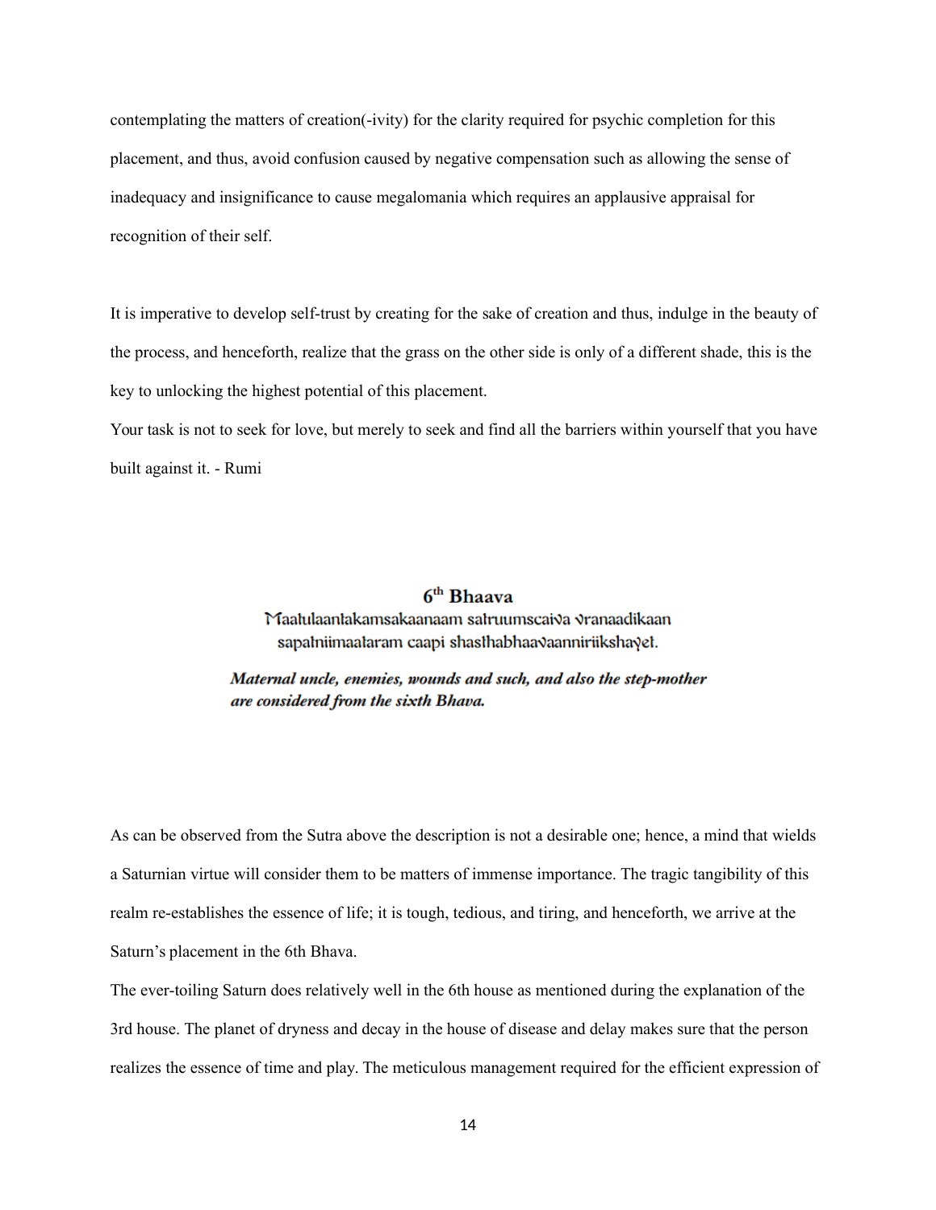contemplating the matters of creation(-ivity) for the clarity required for psychic completion for this placement, and thus, avoid confusion caused by negative compensation such as allowing the sense of inadequacy and insignificance to cause megalomania which requires an applausive appraisal for recognition of their self.

It is imperative to develop self-trust by creating for the sake of creation and thus, indulge in the beauty of the process, and henceforth, realize that the grass on the other side is only of a different shade, this is the key to unlocking the highest potential of this placement.

Your task is not to seek for love, but merely to seek and find all the barriers within yourself that you have built against it. - Rumi

## 6th Bhaava

Maatulaantakamsakaanaam satruumscaiva vranaadikaan
sapatniimaataram caapi shasthabhaavaanniriikshayet.

***Maternal uncle, enemies, wounds and such, and also the step-mother are considered from the sixth Bhava.***

As can be observed from the Sutra above the description is not a desirable one; hence, a mind that wields a Saturnian virtue will consider them to be matters of immense importance. The tragic tangibility of this realm re-establishes the essence of life; it is tough, tedious, and tiring, and henceforth, we arrive at the Saturn's placement in the 6th Bhava.

The ever-toiling Saturn does relatively well in the 6th house as mentioned during the explanation of the 3rd house. The planet of dryness and decay in the house of disease and delay makes sure that the person realizes the essence of time and play. The meticulous management required for the efficient expression of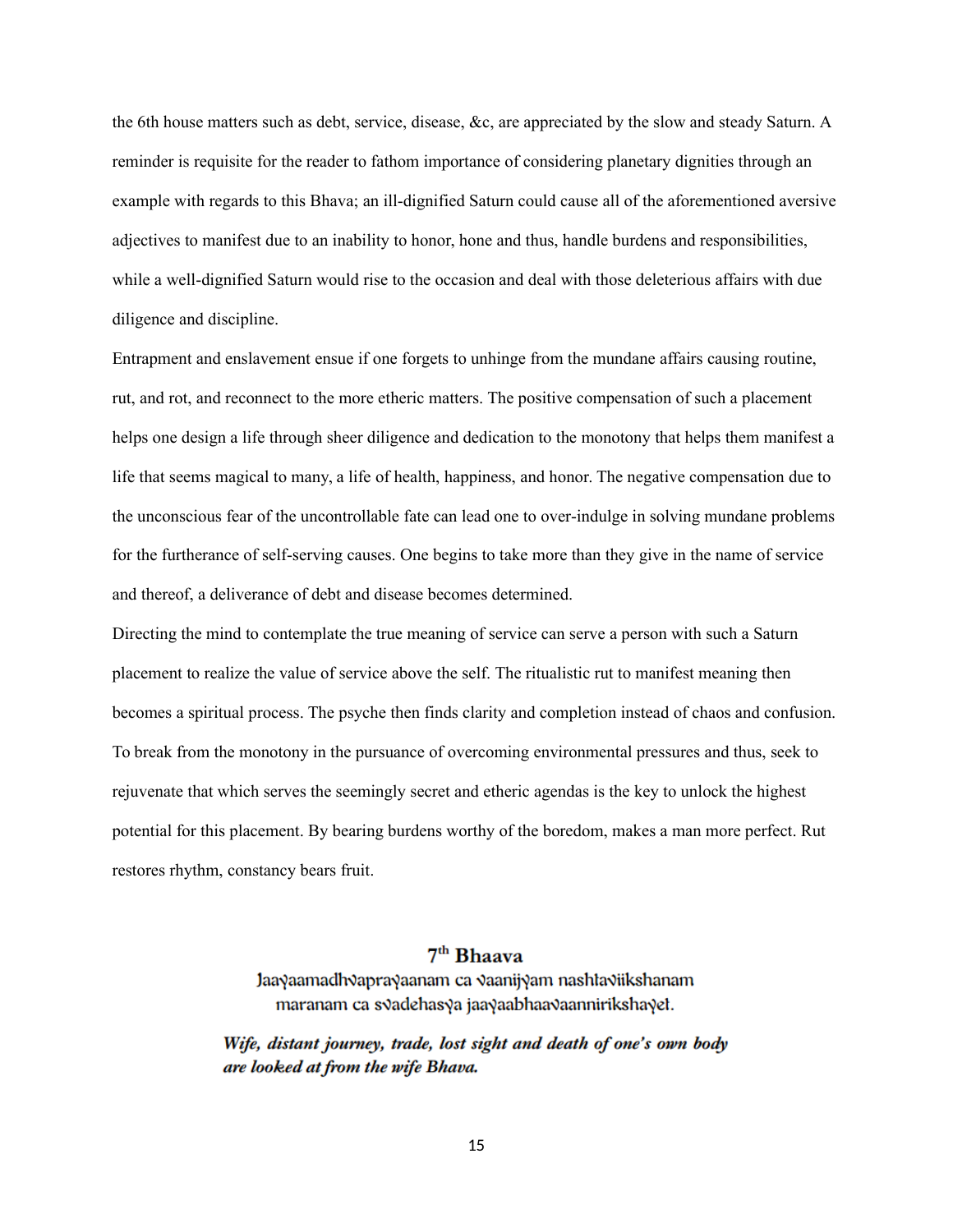the 6th house matters such as debt, service, disease, &c, are appreciated by the slow and steady Saturn. A reminder is requisite for the reader to fathom importance of considering planetary dignities through an example with regards to this Bhava; an ill-dignified Saturn could cause all of the aforementioned aversive adjectives to manifest due to an inability to honor, hone and thus, handle burdens and responsibilities, while a well-dignified Saturn would rise to the occasion and deal with those deleterious affairs with due diligence and discipline.

Entrapment and enslavement ensue if one forgets to unhinge from the mundane affairs causing routine, rut, and rot, and reconnect to the more etheric matters. The positive compensation of such a placement helps one design a life through sheer diligence and dedication to the monotony that helps them manifest a life that seems magical to many, a life of health, happiness, and honor. The negative compensation due to the unconscious fear of the uncontrollable fate can lead one to over-indulge in solving mundane problems for the furtherance of self-serving causes. One begins to take more than they give in the name of service and thereof, a deliverance of debt and disease becomes determined.

Directing the mind to contemplate the true meaning of service can serve a person with such a Saturn placement to realize the value of service above the self. The ritualistic rut to manifest meaning then becomes a spiritual process. The psyche then finds clarity and completion instead of chaos and confusion. To break from the monotony in the pursuance of overcoming environmental pressures and thus, seek to rejuvenate that which serves the seemingly secret and etheric agendas is the key to unlock the highest potential for this placement. By bearing burdens worthy of the boredom, makes a man more perfect. Rut restores rhythm, constancy bears fruit.

## 7th Bhaava

Jaayaamadhvaprayaanam ca vaanijyam nashtaviikshanam
maranam ca svadehasya jaayaabhaavaannirikshayet.

***Wife, distant journey, trade, lost sight and death of one's own body are looked at from the wife Bhava.***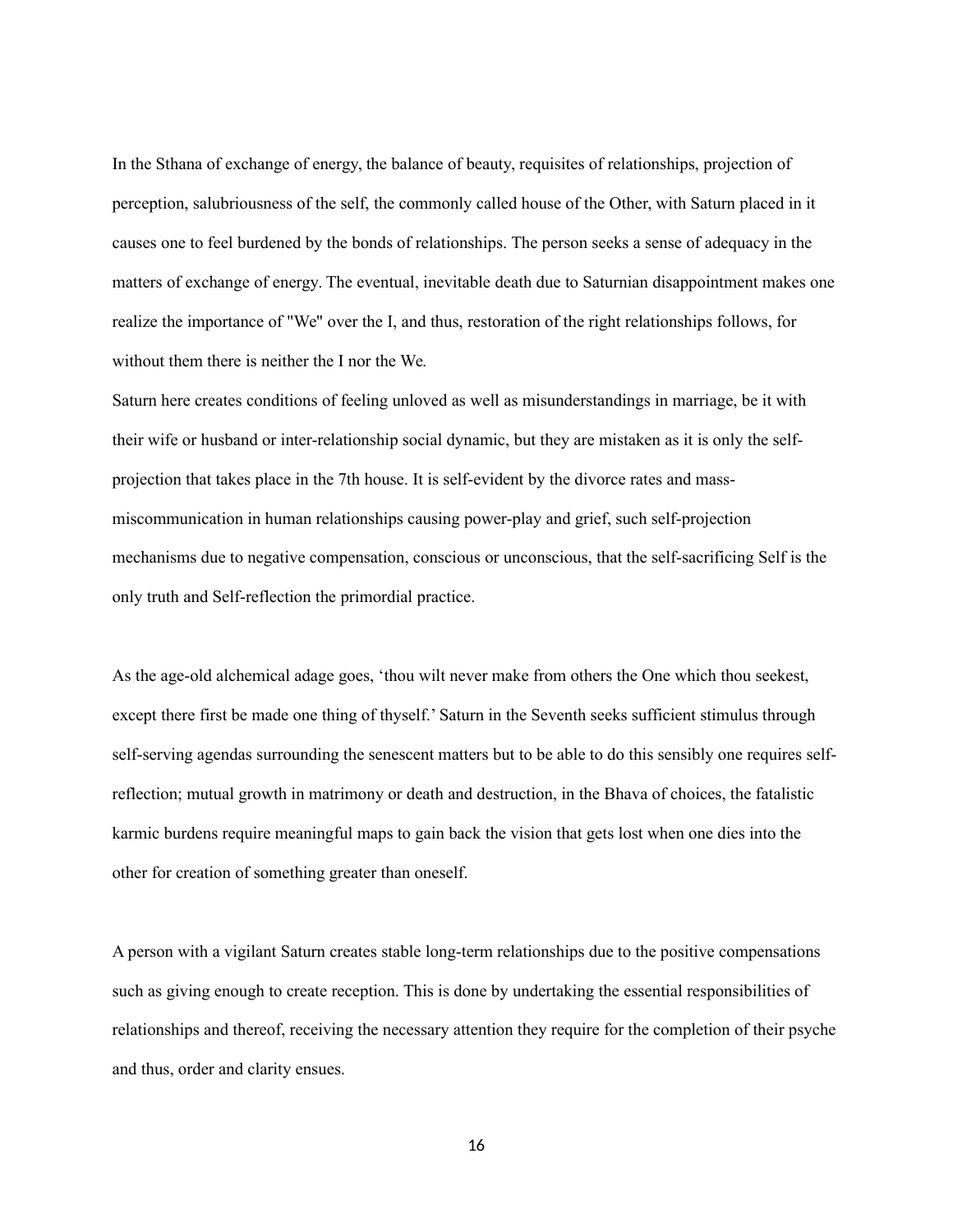In the Sthana of exchange of energy, the balance of beauty, requisites of relationships, projection of perception, salubriousness of the self, the commonly called house of the Other, with Saturn placed in it causes one to feel burdened by the bonds of relationships. The person seeks a sense of adequacy in the matters of exchange of energy. The eventual, inevitable death due to Saturnian disappointment makes one realize the importance of "We" over the I, and thus, restoration of the right relationships follows, for without them there is neither the I nor the We.

Saturn here creates conditions of feeling unloved as well as misunderstandings in marriage, be it with their wife or husband or inter-relationship social dynamic, but they are mistaken as it is only the self-projection that takes place in the 7th house. It is self-evident by the divorce rates and mass-miscommunication in human relationships causing power-play and grief, such self-projection mechanisms due to negative compensation, conscious or unconscious, that the self-sacrificing Self is the only truth and Self-reflection the primordial practice.

As the age-old alchemical adage goes, 'thou wilt never make from others the One which thou seekest, except there first be made one thing of thyself.' Saturn in the Seventh seeks sufficient stimulus through self-serving agendas surrounding the senescent matters but to be able to do this sensibly one requires self-reflection; mutual growth in matrimony or death and destruction, in the Bhava of choices, the fatalistic karmic burdens require meaningful maps to gain back the vision that gets lost when one dies into the other for creation of something greater than oneself.

A person with a vigilant Saturn creates stable long-term relationships due to the positive compensations such as giving enough to create reception. This is done by undertaking the essential responsibilities of relationships and thereof, receiving the necessary attention they require for the completion of their psyche and thus, order and clarity ensues.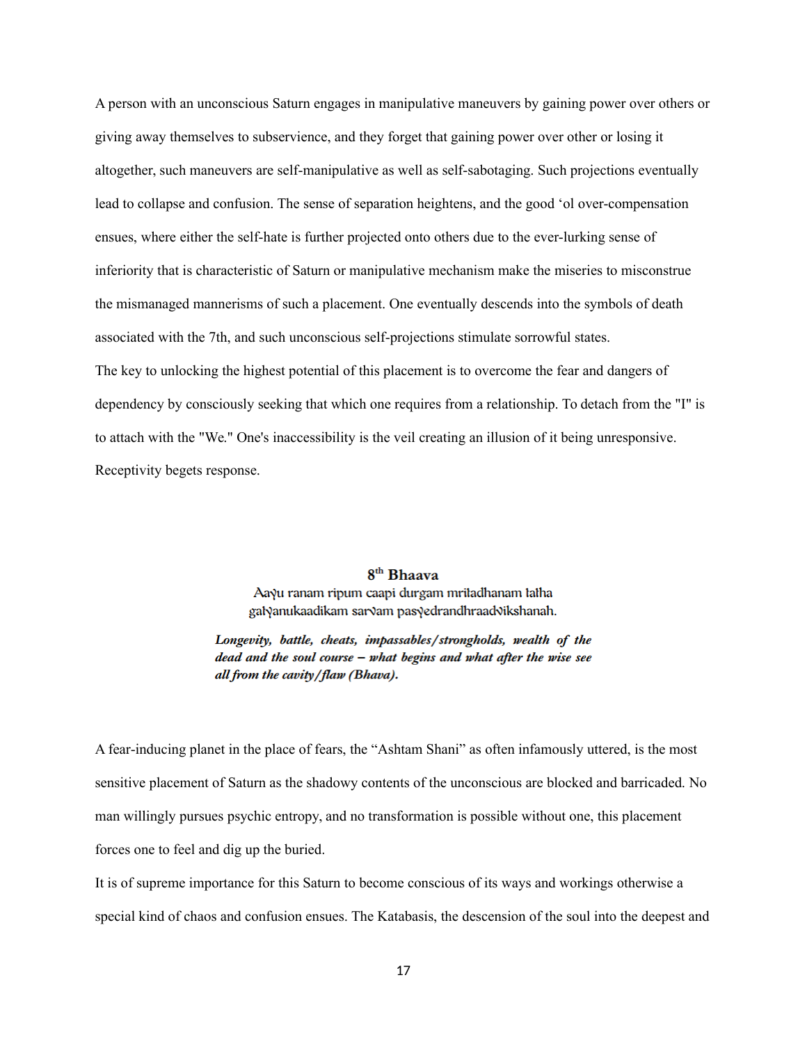A person with an unconscious Saturn engages in manipulative maneuvers by gaining power over others or giving away themselves to subservience, and they forget that gaining power over other or losing it altogether, such maneuvers are self-manipulative as well as self-sabotaging. Such projections eventually lead to collapse and confusion. The sense of separation heightens, and the good 'ol over-compensation ensues, where either the self-hate is further projected onto others due to the ever-lurking sense of inferiority that is characteristic of Saturn or manipulative mechanism make the miseries to misconstrue the mismanaged mannerisms of such a placement. One eventually descends into the symbols of death associated with the 7th, and such unconscious self-projections stimulate sorrowful states.

The key to unlocking the highest potential of this placement is to overcome the fear and dangers of dependency by consciously seeking that which one requires from a relationship. To detach from the "I" is to attach with the "We." One's inaccessibility is the veil creating an illusion of it being unresponsive. Receptivity begets response.

### 8th Bhaava

Aayu ranam ripum caapi durgam mritadhanam tatha
galyanukaadikam sarvam pasyedrandhraadvikshanah.

***Longevity, battle, cheats, impassables/strongholds, wealth of the dead and the soul course – what begins and what after the wise see all from the cavity/flaw (Bhava).***

A fear-inducing planet in the place of fears, the "Ashtam Shani" as often infamously uttered, is the most sensitive placement of Saturn as the shadowy contents of the unconscious are blocked and barricaded. No man willingly pursues psychic entropy, and no transformation is possible without one, this placement forces one to feel and dig up the buried.

It is of supreme importance for this Saturn to become conscious of its ways and workings otherwise a special kind of chaos and confusion ensues. The Katabasis, the descension of the soul into the deepest and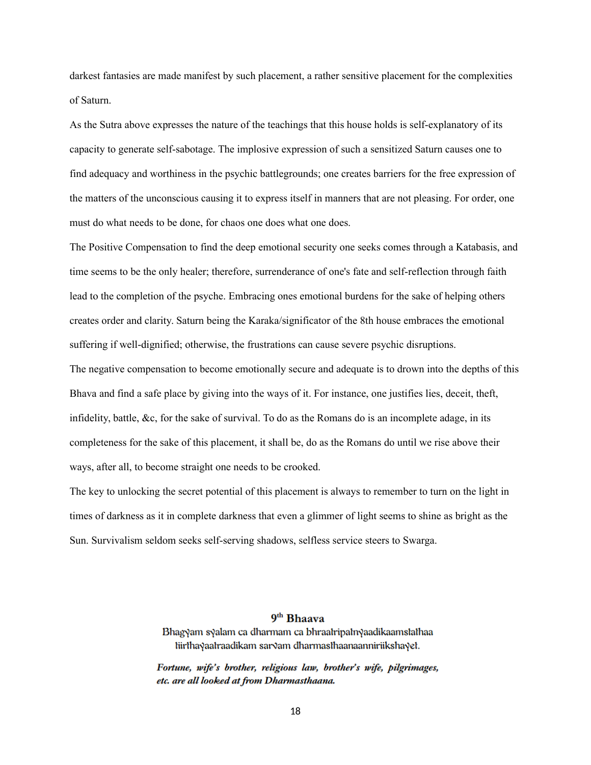darkest fantasies are made manifest by such placement, a rather sensitive placement for the complexities of Saturn.

As the Sutra above expresses the nature of the teachings that this house holds is self-explanatory of its capacity to generate self-sabotage. The implosive expression of such a sensitized Saturn causes one to find adequacy and worthiness in the psychic battlegrounds; one creates barriers for the free expression of the matters of the unconscious causing it to express itself in manners that are not pleasing. For order, one must do what needs to be done, for chaos one does what one does.

The Positive Compensation to find the deep emotional security one seeks comes through a Katabasis, and time seems to be the only healer; therefore, surrenderance of one's fate and self-reflection through faith lead to the completion of the psyche. Embracing ones emotional burdens for the sake of helping others creates order and clarity. Saturn being the Karaka/significator of the 8th house embraces the emotional suffering if well-dignified; otherwise, the frustrations can cause severe psychic disruptions.

The negative compensation to become emotionally secure and adequate is to drown into the depths of this Bhava and find a safe place by giving into the ways of it. For instance, one justifies lies, deceit, theft, infidelity, battle, &c, for the sake of survival. To do as the Romans do is an incomplete adage, in its completeness for the sake of this placement, it shall be, do as the Romans do until we rise above their ways, after all, to become straight one needs to be crooked.

The key to unlocking the secret potential of this placement is always to remember to turn on the light in times of darkness as it in complete darkness that even a glimmer of light seems to shine as bright as the Sun. Survivalism seldom seeks self-serving shadows, selfless service steers to Swarga.

## 9th Bhaava

Bhagyam syalam ca dharmam ca bhraatripatnyaadikaamstathaa
tiirthayaatraadikam sarvam dharmasthaanaanniriikshayet.

***Fortune, wife's brother, religious law, brother's wife, pilgrimages, etc. are all looked at from Dharmasthaana.***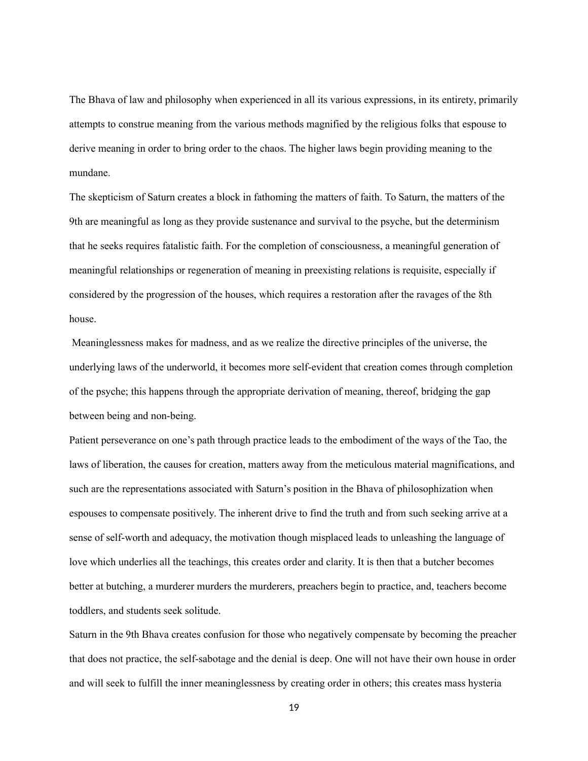The Bhava of law and philosophy when experienced in all its various expressions, in its entirety, primarily attempts to construe meaning from the various methods magnified by the religious folks that espouse to derive meaning in order to bring order to the chaos. The higher laws begin providing meaning to the mundane.

The skepticism of Saturn creates a block in fathoming the matters of faith. To Saturn, the matters of the 9th are meaningful as long as they provide sustenance and survival to the psyche, but the determinism that he seeks requires fatalistic faith. For the completion of consciousness, a meaningful generation of meaningful relationships or regeneration of meaning in preexisting relations is requisite, especially if considered by the progression of the houses, which requires a restoration after the ravages of the 8th house.

Meaninglessness makes for madness, and as we realize the directive principles of the universe, the underlying laws of the underworld, it becomes more self-evident that creation comes through completion of the psyche; this happens through the appropriate derivation of meaning, thereof, bridging the gap between being and non-being.

Patient perseverance on one's path through practice leads to the embodiment of the ways of the Tao, the laws of liberation, the causes for creation, matters away from the meticulous material magnifications, and such are the representations associated with Saturn's position in the Bhava of philosophization when espouses to compensate positively. The inherent drive to find the truth and from such seeking arrive at a sense of self-worth and adequacy, the motivation though misplaced leads to unleashing the language of love which underlies all the teachings, this creates order and clarity. It is then that a butcher becomes better at butching, a murderer murders the murderers, preachers begin to practice, and, teachers become toddlers, and students seek solitude.

Saturn in the 9th Bhava creates confusion for those who negatively compensate by becoming the preacher that does not practice, the self-sabotage and the denial is deep. One will not have their own house in order and will seek to fulfill the inner meaninglessness by creating order in others; this creates mass hysteria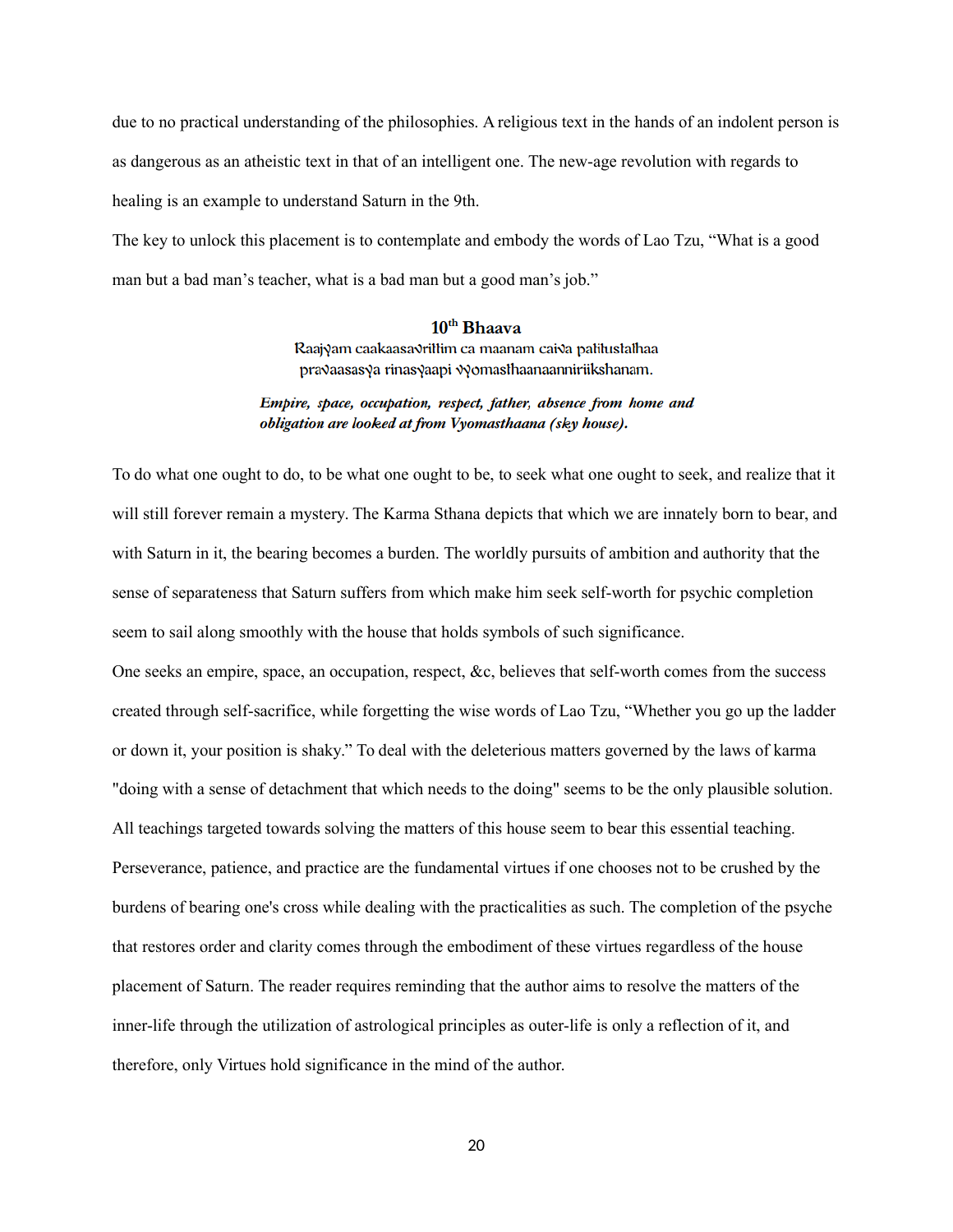due to no practical understanding of the philosophies. A religious text in the hands of an indolent person is as dangerous as an atheistic text in that of an intelligent one. The new-age revolution with regards to healing is an example to understand Saturn in the 9th.

The key to unlock this placement is to contemplate and embody the words of Lao Tzu, "What is a good man but a bad man's teacher, what is a bad man but a good man's job."

### 10th Bhaava

Raajyam caakaasavrittim ca maanam caiva patitustathaa
pravaasasya rinasyaapi vyomasthaanaanniriikshanam.

***Empire, space, occupation, respect, father, absence from home and obligation are looked at from Vyomasthaana (sky house).***

To do what one ought to do, to be what one ought to be, to seek what one ought to seek, and realize that it will still forever remain a mystery. The Karma Sthana depicts that which we are innately born to bear, and with Saturn in it, the bearing becomes a burden. The worldly pursuits of ambition and authority that the sense of separateness that Saturn suffers from which make him seek self-worth for psychic completion seem to sail along smoothly with the house that holds symbols of such significance.

One seeks an empire, space, an occupation, respect, &c, believes that self-worth comes from the success created through self-sacrifice, while forgetting the wise words of Lao Tzu, "Whether you go up the ladder or down it, your position is shaky." To deal with the deleterious matters governed by the laws of karma "doing with a sense of detachment that which needs to the doing" seems to be the only plausible solution. All teachings targeted towards solving the matters of this house seem to bear this essential teaching. Perseverance, patience, and practice are the fundamental virtues if one chooses not to be crushed by the burdens of bearing one's cross while dealing with the practicalities as such. The completion of the psyche that restores order and clarity comes through the embodiment of these virtues regardless of the house placement of Saturn. The reader requires reminding that the author aims to resolve the matters of the inner-life through the utilization of astrological principles as outer-life is only a reflection of it, and therefore, only Virtues hold significance in the mind of the author.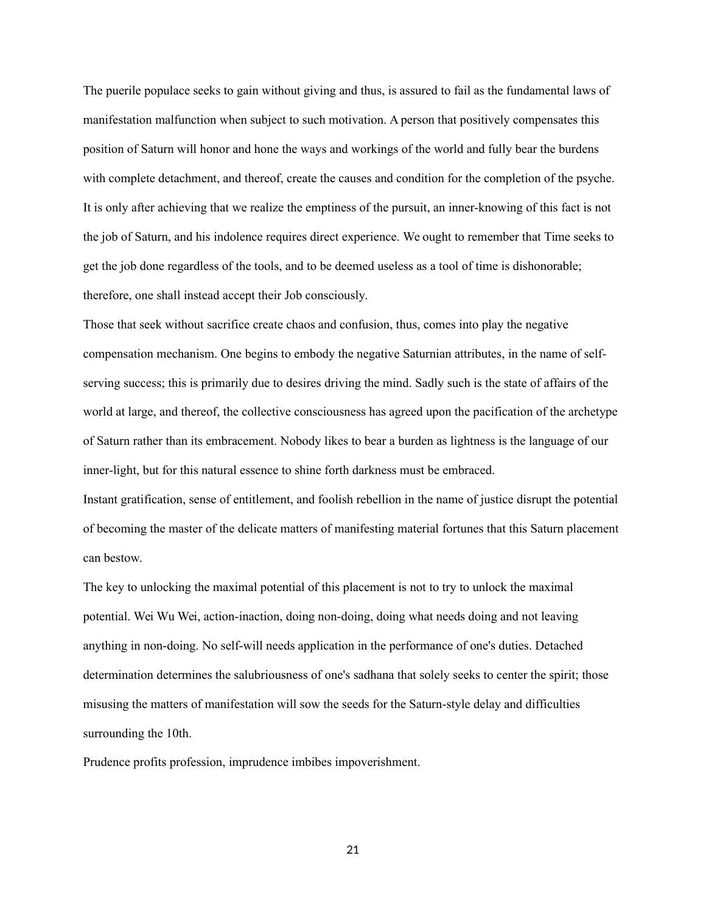The puerile populace seeks to gain without giving and thus, is assured to fail as the fundamental laws of manifestation malfunction when subject to such motivation. A person that positively compensates this position of Saturn will honor and hone the ways and workings of the world and fully bear the burdens with complete detachment, and thereof, create the causes and condition for the completion of the psyche. It is only after achieving that we realize the emptiness of the pursuit, an inner-knowing of this fact is not the job of Saturn, and his indolence requires direct experience. We ought to remember that Time seeks to get the job done regardless of the tools, and to be deemed useless as a tool of time is dishonorable; therefore, one shall instead accept their Job consciously.

Those that seek without sacrifice create chaos and confusion, thus, comes into play the negative compensation mechanism. One begins to embody the negative Saturnian attributes, in the name of self-serving success; this is primarily due to desires driving the mind. Sadly such is the state of affairs of the world at large, and thereof, the collective consciousness has agreed upon the pacification of the archetype of Saturn rather than its embracement. Nobody likes to bear a burden as lightness is the language of our inner-light, but for this natural essence to shine forth darkness must be embraced.

Instant gratification, sense of entitlement, and foolish rebellion in the name of justice disrupt the potential of becoming the master of the delicate matters of manifesting material fortunes that this Saturn placement can bestow.

The key to unlocking the maximal potential of this placement is not to try to unlock the maximal potential. Wei Wu Wei, action-inaction, doing non-doing, doing what needs doing and not leaving anything in non-doing. No self-will needs application in the performance of one's duties. Detached determination determines the salubriousness of one's sadhana that solely seeks to center the spirit; those misusing the matters of manifestation will sow the seeds for the Saturn-style delay and difficulties surrounding the 10th.

Prudence profits profession, imprudence imbibes impoverishment.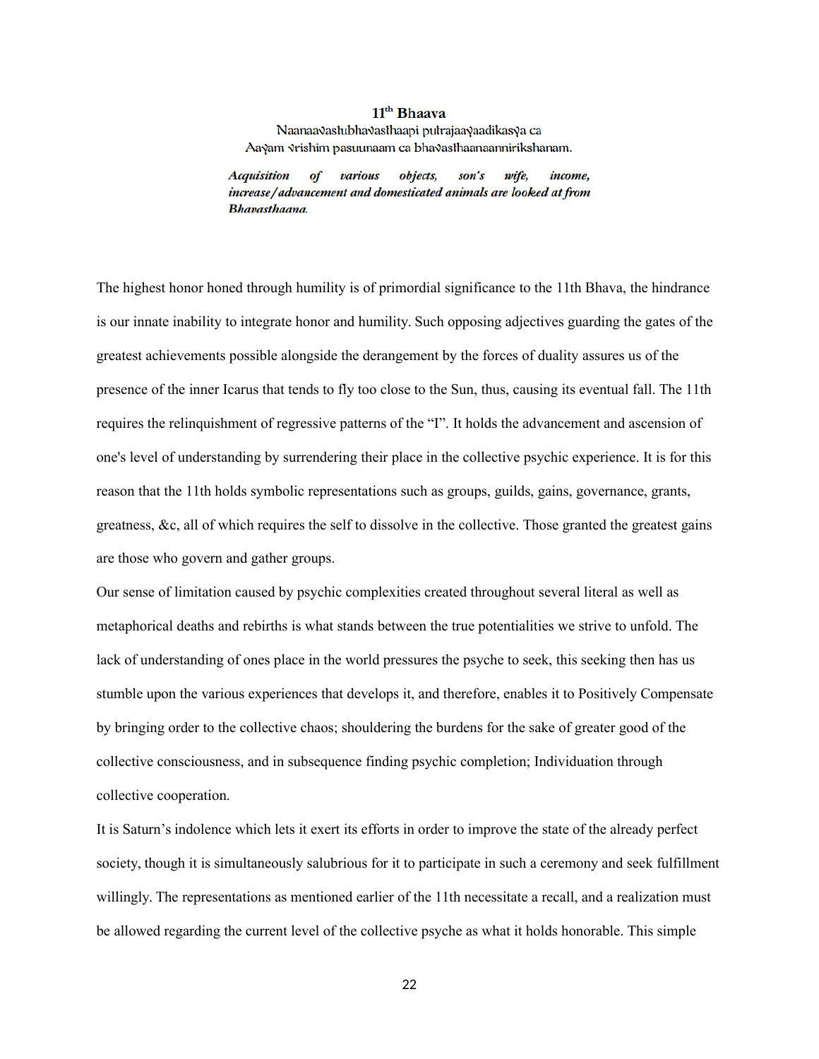## 11th Bhaava

Naanaavastubhavasthaapi putrajaayaadikasya ca
Aayam vrishim pasuunaam ca bhavasthaanaannirikshanam.

***Acquisition of various objects, son's wife, income, increase/advancement and domesticated animals are looked at from Bhavasthaana.***

The highest honor honed through humility is of primordial significance to the 11th Bhava, the hindrance is our innate inability to integrate honor and humility. Such opposing adjectives guarding the gates of the greatest achievements possible alongside the derangement by the forces of duality assures us of the presence of the inner Icarus that tends to fly too close to the Sun, thus, causing its eventual fall. The 11th requires the relinquishment of regressive patterns of the "I". It holds the advancement and ascension of one's level of understanding by surrendering their place in the collective psychic experience. It is for this reason that the 11th holds symbolic representations such as groups, guilds, gains, governance, grants, greatness, &c, all of which requires the self to dissolve in the collective. Those granted the greatest gains are those who govern and gather groups.

Our sense of limitation caused by psychic complexities created throughout several literal as well as metaphorical deaths and rebirths is what stands between the true potentialities we strive to unfold. The lack of understanding of ones place in the world pressures the psyche to seek, this seeking then has us stumble upon the various experiences that develops it, and therefore, enables it to Positively Compensate by bringing order to the collective chaos; shouldering the burdens for the sake of greater good of the collective consciousness, and in subsequence finding psychic completion; Individuation through collective cooperation.

It is Saturn's indolence which lets it exert its efforts in order to improve the state of the already perfect society, though it is simultaneously salubrious for it to participate in such a ceremony and seek fulfillment willingly. The representations as mentioned earlier of the 11th necessitate a recall, and a realization must be allowed regarding the current level of the collective psyche as what it holds honorable. This simple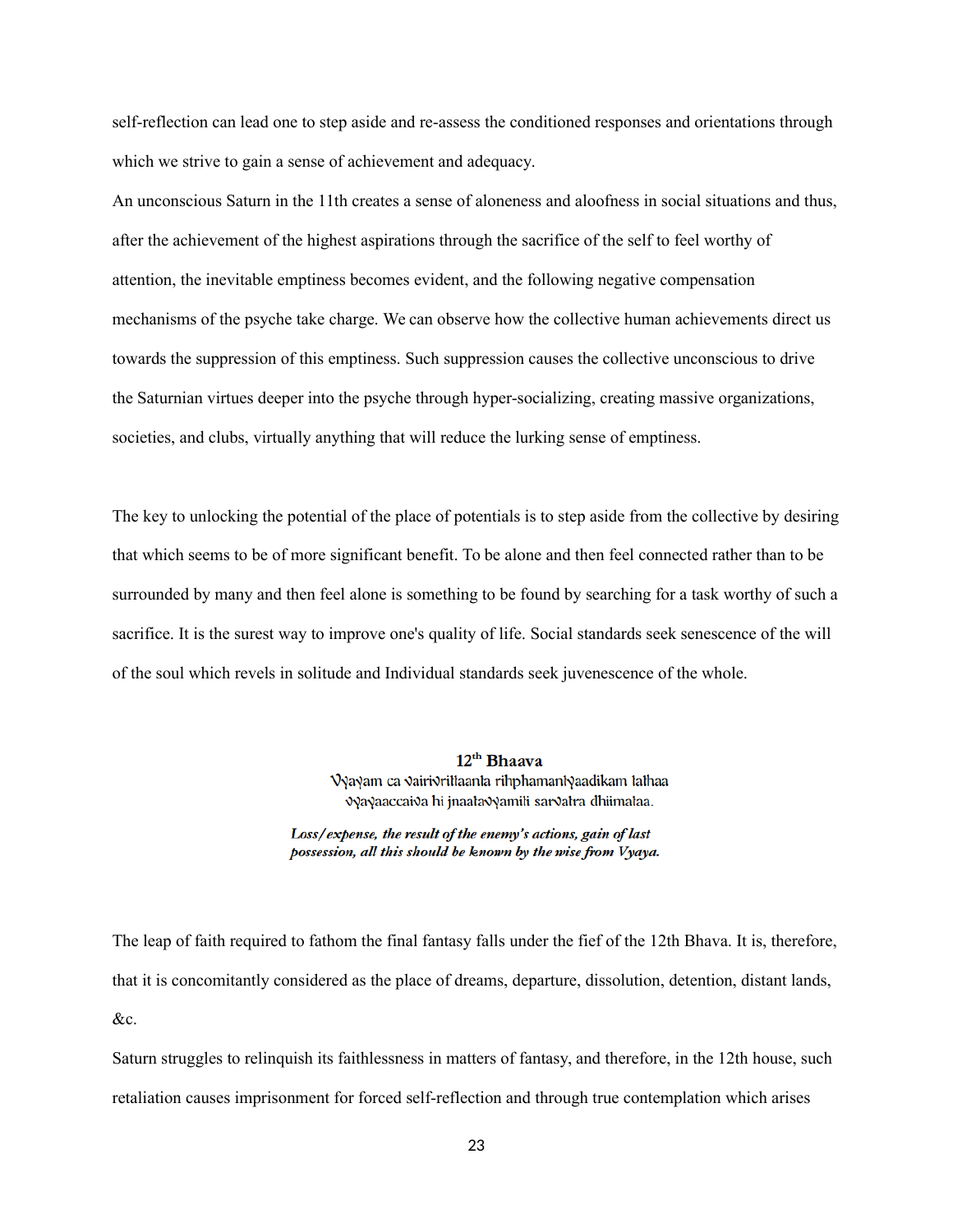self-reflection can lead one to step aside and re-assess the conditioned responses and orientations through which we strive to gain a sense of achievement and adequacy.

An unconscious Saturn in the 11th creates a sense of aloneness and aloofness in social situations and thus, after the achievement of the highest aspirations through the sacrifice of the self to feel worthy of attention, the inevitable emptiness becomes evident, and the following negative compensation mechanisms of the psyche take charge. We can observe how the collective human achievements direct us towards the suppression of this emptiness. Such suppression causes the collective unconscious to drive the Saturnian virtues deeper into the psyche through hyper-socializing, creating massive organizations, societies, and clubs, virtually anything that will reduce the lurking sense of emptiness.

The key to unlocking the potential of the place of potentials is to step aside from the collective by desiring that which seems to be of more significant benefit. To be alone and then feel connected rather than to be surrounded by many and then feel alone is something to be found by searching for a task worthy of such a sacrifice. It is the surest way to improve one's quality of life. Social standards seek senescence of the will of the soul which revels in solitude and Individual standards seek juvenescence of the whole.

## 12th Bhaava

Vyayam ca vairivrittaanta rihphamantyaadikam tathaa
vyayaaccaiva hi jnaatavyamiti sarvatra dhiimataa.

***Loss/expense, the result of the enemy's actions, gain of last possession, all this should be known by the wise from Vyaya.***

The leap of faith required to fathom the final fantasy falls under the fief of the 12th Bhava. It is, therefore, that it is concomitantly considered as the place of dreams, departure, dissolution, detention, distant lands, &c.

Saturn struggles to relinquish its faithlessness in matters of fantasy, and therefore, in the 12th house, such retaliation causes imprisonment for forced self-reflection and through true contemplation which arises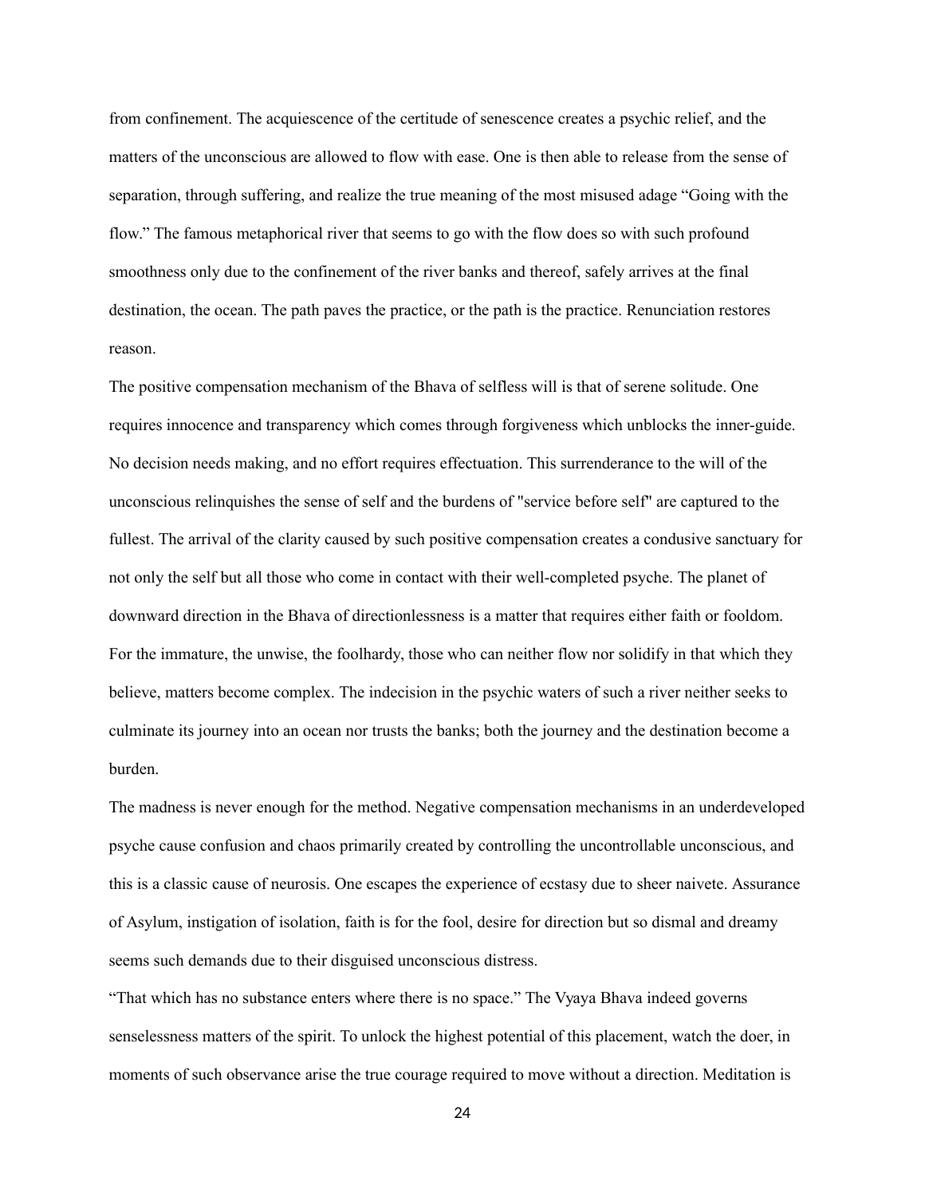from confinement. The acquiescence of the certitude of senescence creates a psychic relief, and the matters of the unconscious are allowed to flow with ease. One is then able to release from the sense of separation, through suffering, and realize the true meaning of the most misused adage "Going with the flow." The famous metaphorical river that seems to go with the flow does so with such profound smoothness only due to the confinement of the river banks and thereof, safely arrives at the final destination, the ocean. The path paves the practice, or the path is the practice. Renunciation restores reason.

The positive compensation mechanism of the Bhava of selfless will is that of serene solitude. One requires innocence and transparency which comes through forgiveness which unblocks the inner-guide. No decision needs making, and no effort requires effectuation. This surrenderance to the will of the unconscious relinquishes the sense of self and the burdens of "service before self" are captured to the fullest. The arrival of the clarity caused by such positive compensation creates a condusive sanctuary for not only the self but all those who come in contact with their well-completed psyche. The planet of downward direction in the Bhava of directionlessness is a matter that requires either faith or fooldom. For the immature, the unwise, the foolhardy, those who can neither flow nor solidify in that which they believe, matters become complex. The indecision in the psychic waters of such a river neither seeks to culminate its journey into an ocean nor trusts the banks; both the journey and the destination become a burden.

The madness is never enough for the method. Negative compensation mechanisms in an underdeveloped psyche cause confusion and chaos primarily created by controlling the uncontrollable unconscious, and this is a classic cause of neurosis. One escapes the experience of ecstasy due to sheer naivete. Assurance of Asylum, instigation of isolation, faith is for the fool, desire for direction but so dismal and dreamy seems such demands due to their disguised unconscious distress.

"That which has no substance enters where there is no space." The Vyaya Bhava indeed governs senselessness matters of the spirit. To unlock the highest potential of this placement, watch the doer, in moments of such observance arise the true courage required to move without a direction. Meditation is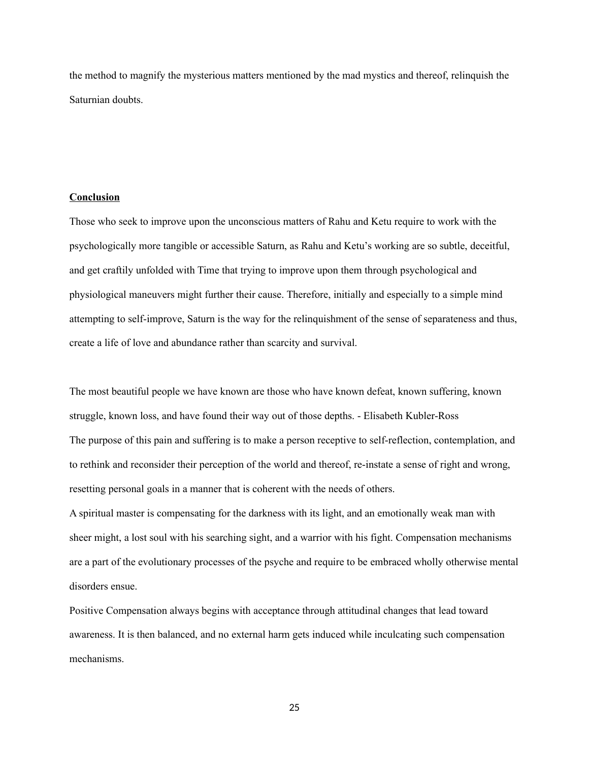the method to magnify the mysterious matters mentioned by the mad mystics and thereof, relinquish the Saturnian doubts.

## Conclusion

Those who seek to improve upon the unconscious matters of Rahu and Ketu require to work with the psychologically more tangible or accessible Saturn, as Rahu and Ketu's working are so subtle, deceitful, and get craftily unfolded with Time that trying to improve upon them through psychological and physiological maneuvers might further their cause. Therefore, initially and especially to a simple mind attempting to self-improve, Saturn is the way for the relinquishment of the sense of separateness and thus, create a life of love and abundance rather than scarcity and survival.

The most beautiful people we have known are those who have known defeat, known suffering, known struggle, known loss, and have found their way out of those depths. - Elisabeth Kubler-Ross

The purpose of this pain and suffering is to make a person receptive to self-reflection, contemplation, and to rethink and reconsider their perception of the world and thereof, re-instate a sense of right and wrong, resetting personal goals in a manner that is coherent with the needs of others.

A spiritual master is compensating for the darkness with its light, and an emotionally weak man with sheer might, a lost soul with his searching sight, and a warrior with his fight. Compensation mechanisms are a part of the evolutionary processes of the psyche and require to be embraced wholly otherwise mental disorders ensue.

Positive Compensation always begins with acceptance through attitudinal changes that lead toward awareness. It is then balanced, and no external harm gets induced while inculcating such compensation mechanisms.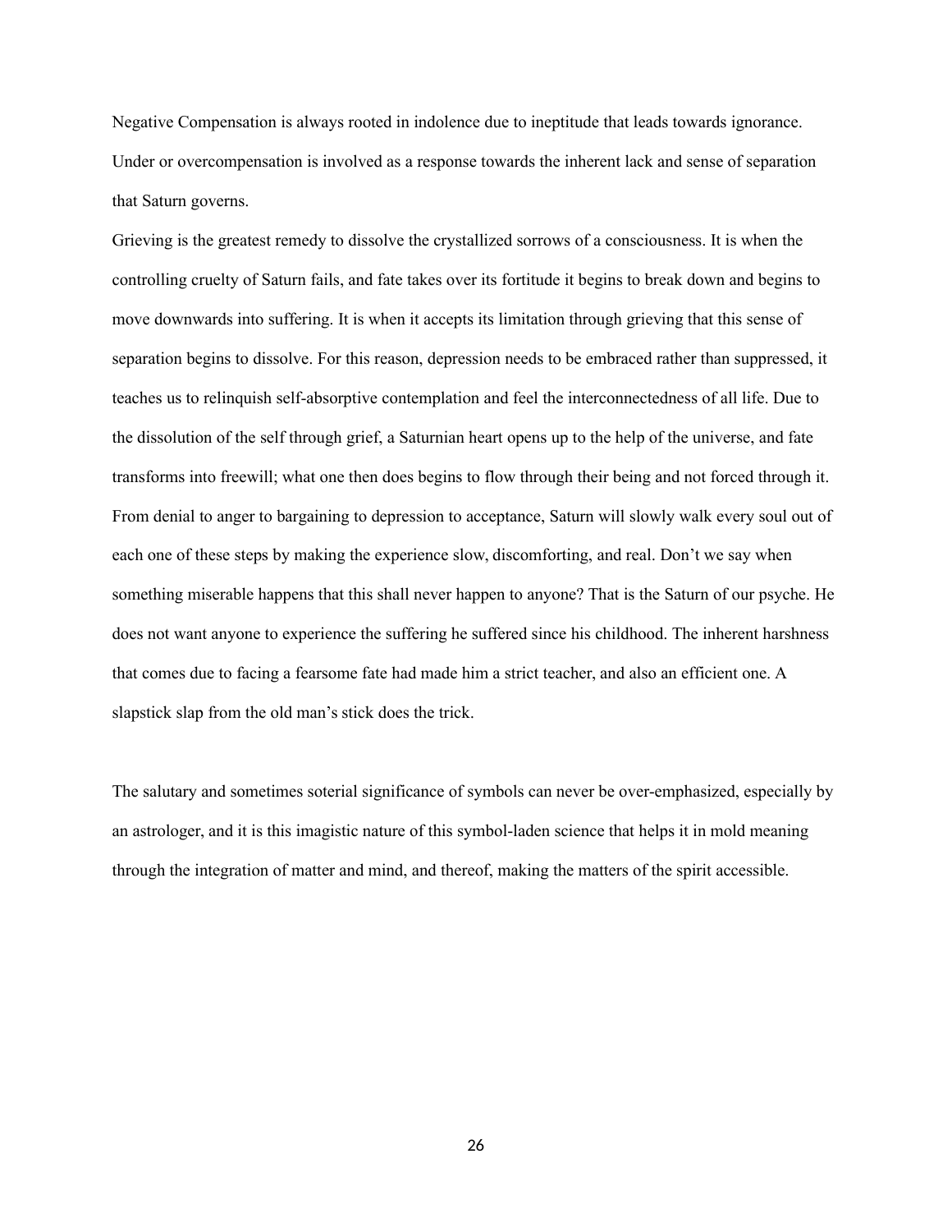Negative Compensation is always rooted in indolence due to ineptitude that leads towards ignorance. Under or overcompensation is involved as a response towards the inherent lack and sense of separation that Saturn governs.

Grieving is the greatest remedy to dissolve the crystallized sorrows of a consciousness. It is when the controlling cruelty of Saturn fails, and fate takes over its fortitude it begins to break down and begins to move downwards into suffering. It is when it accepts its limitation through grieving that this sense of separation begins to dissolve. For this reason, depression needs to be embraced rather than suppressed, it teaches us to relinquish self-absorptive contemplation and feel the interconnectedness of all life. Due to the dissolution of the self through grief, a Saturnian heart opens up to the help of the universe, and fate transforms into freewill; what one then does begins to flow through their being and not forced through it. From denial to anger to bargaining to depression to acceptance, Saturn will slowly walk every soul out of each one of these steps by making the experience slow, discomforting, and real. Don't we say when something miserable happens that this shall never happen to anyone? That is the Saturn of our psyche. He does not want anyone to experience the suffering he suffered since his childhood. The inherent harshness that comes due to facing a fearsome fate had made him a strict teacher, and also an efficient one. A slapstick slap from the old man's stick does the trick.

The salutary and sometimes soterial significance of symbols can never be over-emphasized, especially by an astrologer, and it is this imagistic nature of this symbol-laden science that helps it in mold meaning through the integration of matter and mind, and thereof, making the matters of the spirit accessible.